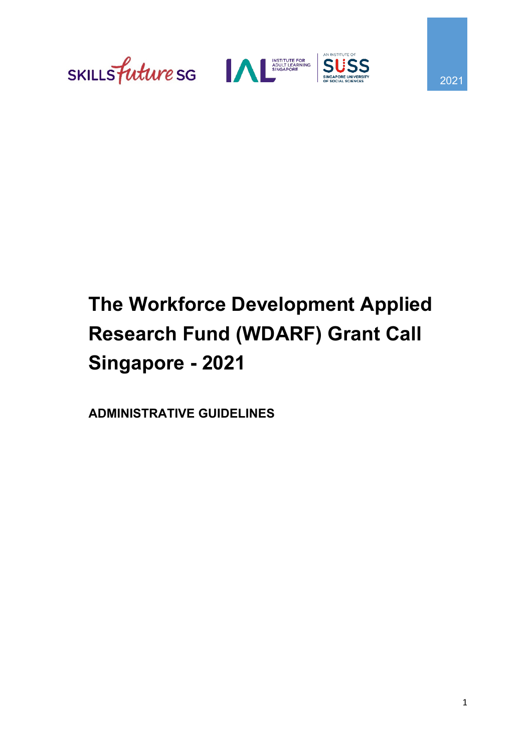2021

# The Workforce Development Applied Research Fund (WDARF) Grant Call Singapore - 2021

**ADMINISTRATIVE GUIDELINES**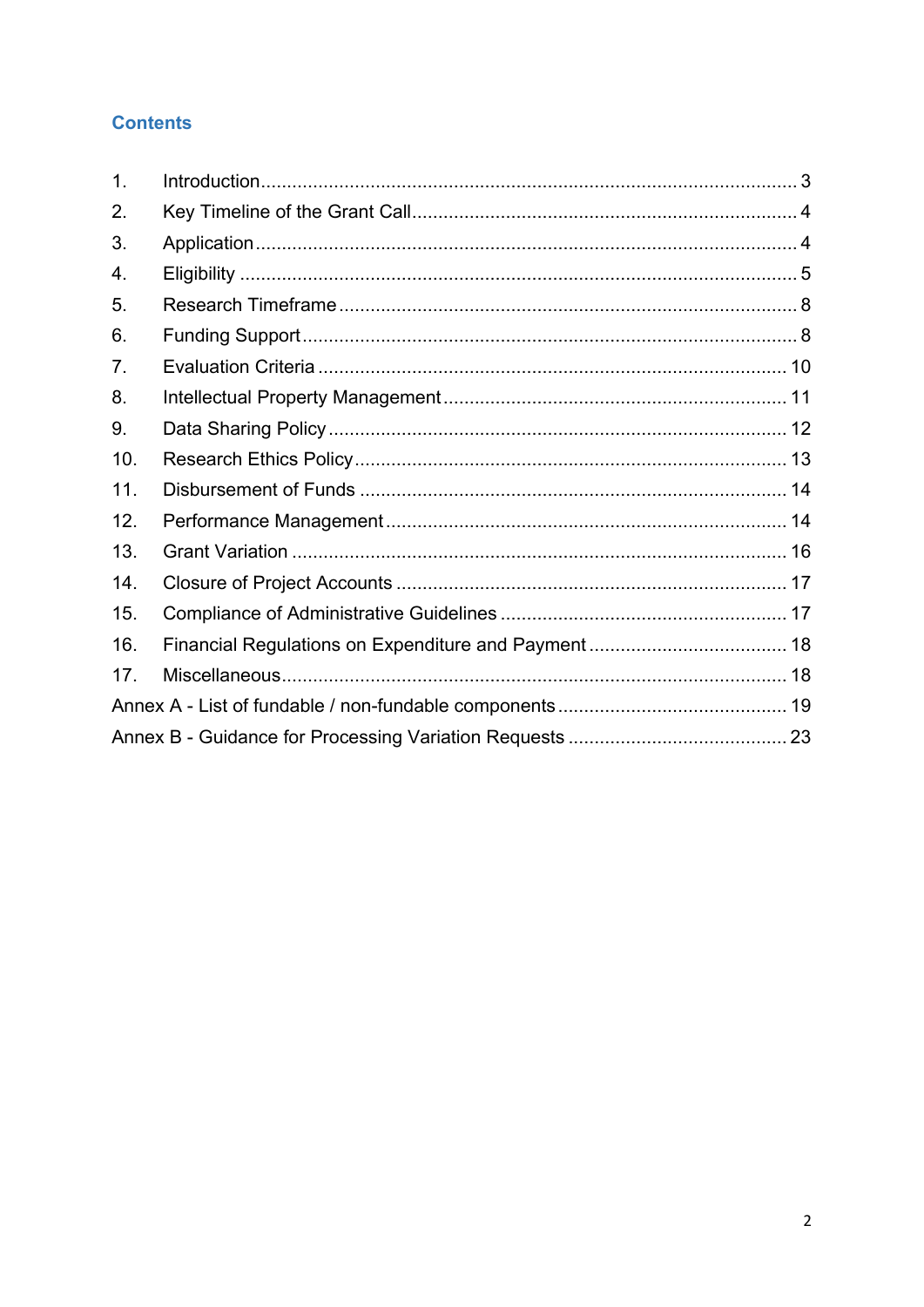## Contents

1. Introduction ........ 3
2. Key Timeline of the Grant Call ........ 4
3. Application ........ 4
4. Eligibility ........ 5
5. Research Timeframe ........ 8
6. Funding Support ........ 8
7. Evaluation Criteria ........ 10
8. Intellectual Property Management ........ 11
9. Data Sharing Policy ........ 12
10. Research Ethics Policy ........ 13
11. Disbursement of Funds ........ 14
12. Performance Management ........ 14
13. Grant Variation ........ 16
14. Closure of Project Accounts ........ 17
15. Compliance of Administrative Guidelines ........ 17
16. Financial Regulations on Expenditure and Payment ........ 18
17. Miscellaneous ........ 18

Annex A - List of fundable / non-fundable components ........ 19

Annex B - Guidance for Processing Variation Requests ........ 23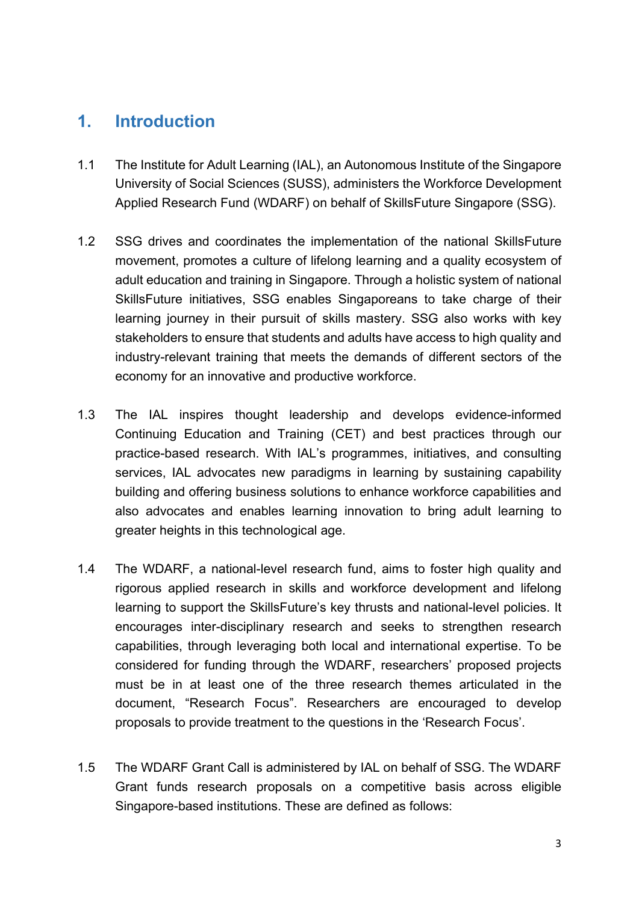# 1. Introduction

1.1 The Institute for Adult Learning (IAL), an Autonomous Institute of the Singapore University of Social Sciences (SUSS), administers the Workforce Development Applied Research Fund (WDARF) on behalf of SkillsFuture Singapore (SSG).

1.2 SSG drives and coordinates the implementation of the national SkillsFuture movement, promotes a culture of lifelong learning and a quality ecosystem of adult education and training in Singapore. Through a holistic system of national SkillsFuture initiatives, SSG enables Singaporeans to take charge of their learning journey in their pursuit of skills mastery. SSG also works with key stakeholders to ensure that students and adults have access to high quality and industry-relevant training that meets the demands of different sectors of the economy for an innovative and productive workforce.

1.3 The IAL inspires thought leadership and develops evidence-informed Continuing Education and Training (CET) and best practices through our practice-based research. With IAL's programmes, initiatives, and consulting services, IAL advocates new paradigms in learning by sustaining capability building and offering business solutions to enhance workforce capabilities and also advocates and enables learning innovation to bring adult learning to greater heights in this technological age.

1.4 The WDARF, a national-level research fund, aims to foster high quality and rigorous applied research in skills and workforce development and lifelong learning to support the SkillsFuture's key thrusts and national-level policies. It encourages inter-disciplinary research and seeks to strengthen research capabilities, through leveraging both local and international expertise. To be considered for funding through the WDARF, researchers' proposed projects must be in at least one of the three research themes articulated in the document, "Research Focus". Researchers are encouraged to develop proposals to provide treatment to the questions in the 'Research Focus'.

1.5 The WDARF Grant Call is administered by IAL on behalf of SSG. The WDARF Grant funds research proposals on a competitive basis across eligible Singapore-based institutions. These are defined as follows: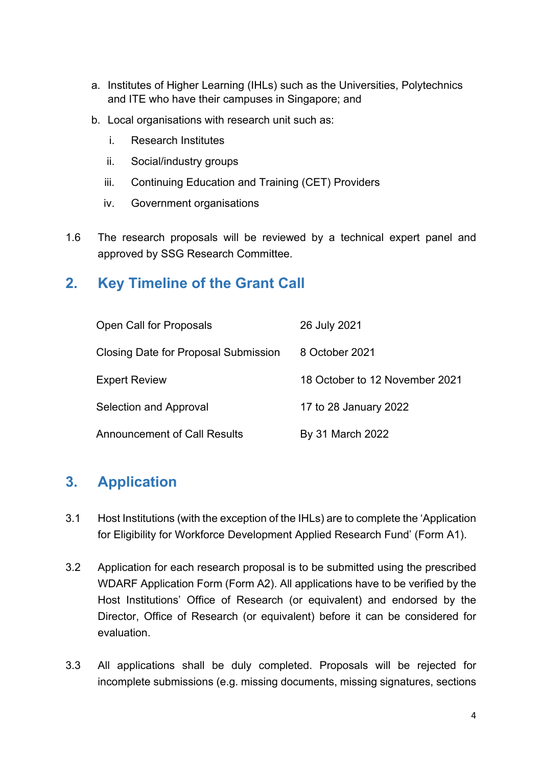a. Institutes of Higher Learning (IHLs) such as the Universities, Polytechnics and ITE who have their campuses in Singapore; and

b. Local organisations with research unit such as:

   i. Research Institutes

   ii. Social/industry groups

   iii. Continuing Education and Training (CET) Providers

   iv. Government organisations

1.6 The research proposals will be reviewed by a technical expert panel and approved by SSG Research Committee.

## 2. Key Timeline of the Grant Call

| | |
|---|---|
| Open Call for Proposals | 26 July 2021 |
| Closing Date for Proposal Submission | 8 October 2021 |
| Expert Review | 18 October to 12 November 2021 |
| Selection and Approval | 17 to 28 January 2022 |
| Announcement of Call Results | By 31 March 2022 |

## 3. Application

3.1 Host Institutions (with the exception of the IHLs) are to complete the 'Application for Eligibility for Workforce Development Applied Research Fund' (Form A1).

3.2 Application for each research proposal is to be submitted using the prescribed WDARF Application Form (Form A2). All applications have to be verified by the Host Institutions' Office of Research (or equivalent) and endorsed by the Director, Office of Research (or equivalent) before it can be considered for evaluation.

3.3 All applications shall be duly completed. Proposals will be rejected for incomplete submissions (e.g. missing documents, missing signatures, sections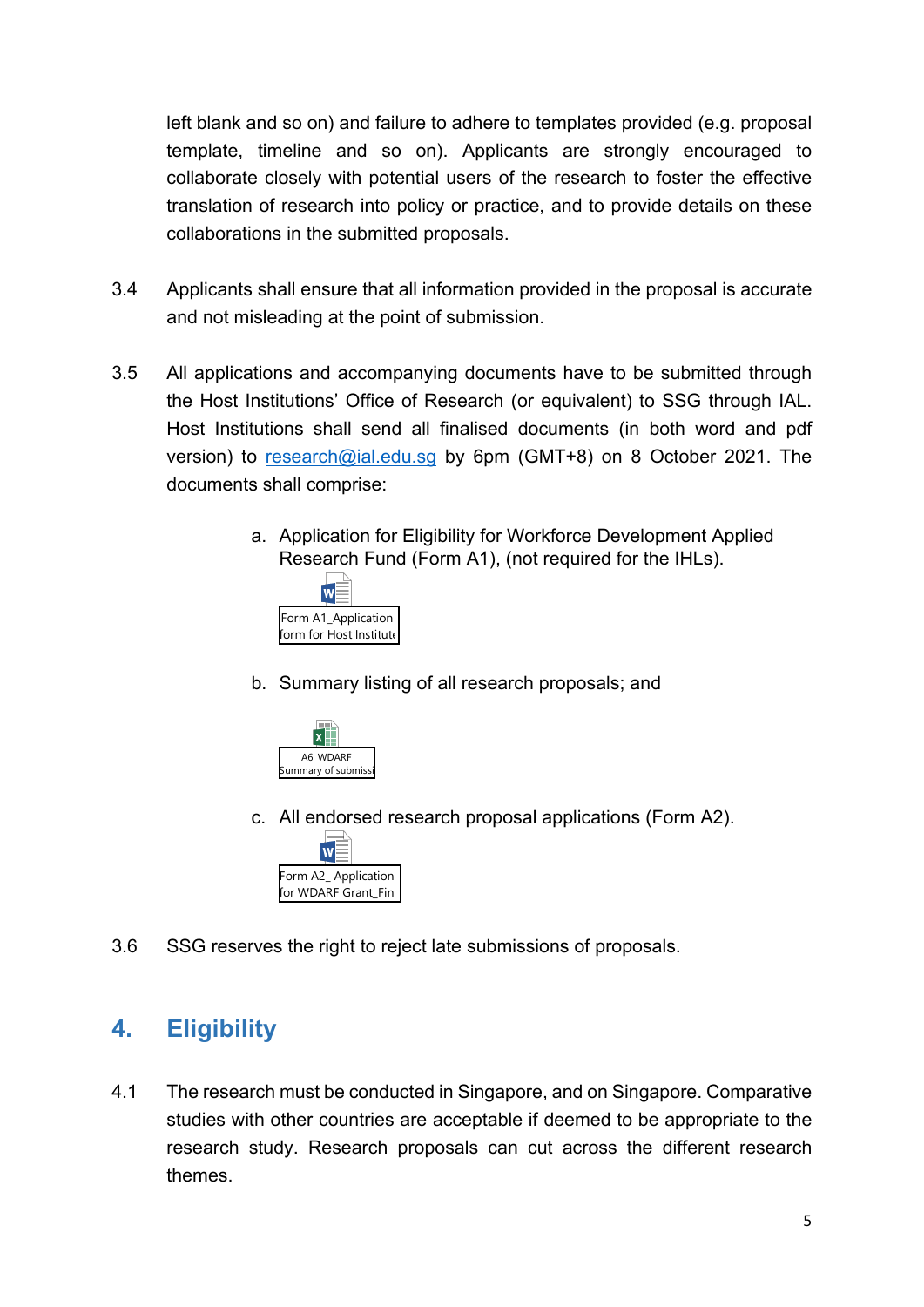left blank and so on) and failure to adhere to templates provided (e.g. proposal template, timeline and so on). Applicants are strongly encouraged to collaborate closely with potential users of the research to foster the effective translation of research into policy or practice, and to provide details on these collaborations in the submitted proposals.

3.4 Applicants shall ensure that all information provided in the proposal is accurate and not misleading at the point of submission.

3.5 All applications and accompanying documents have to be submitted through the Host Institutions' Office of Research (or equivalent) to SSG through IAL. Host Institutions shall send all finalised documents (in both word and pdf version) to research@ial.edu.sg by 6pm (GMT+8) on 8 October 2021. The documents shall comprise:

a. Application for Eligibility for Workforce Development Applied Research Fund (Form A1), (not required for the IHLs).

Form A1_Application form for Host Institute

b. Summary listing of all research proposals; and

A6_WDARF Summary of submissi

c. All endorsed research proposal applications (Form A2).

Form A2_ Application for WDARF Grant_Fin

3.6 SSG reserves the right to reject late submissions of proposals.

## 4. Eligibility

4.1 The research must be conducted in Singapore, and on Singapore. Comparative studies with other countries are acceptable if deemed to be appropriate to the research study. Research proposals can cut across the different research themes.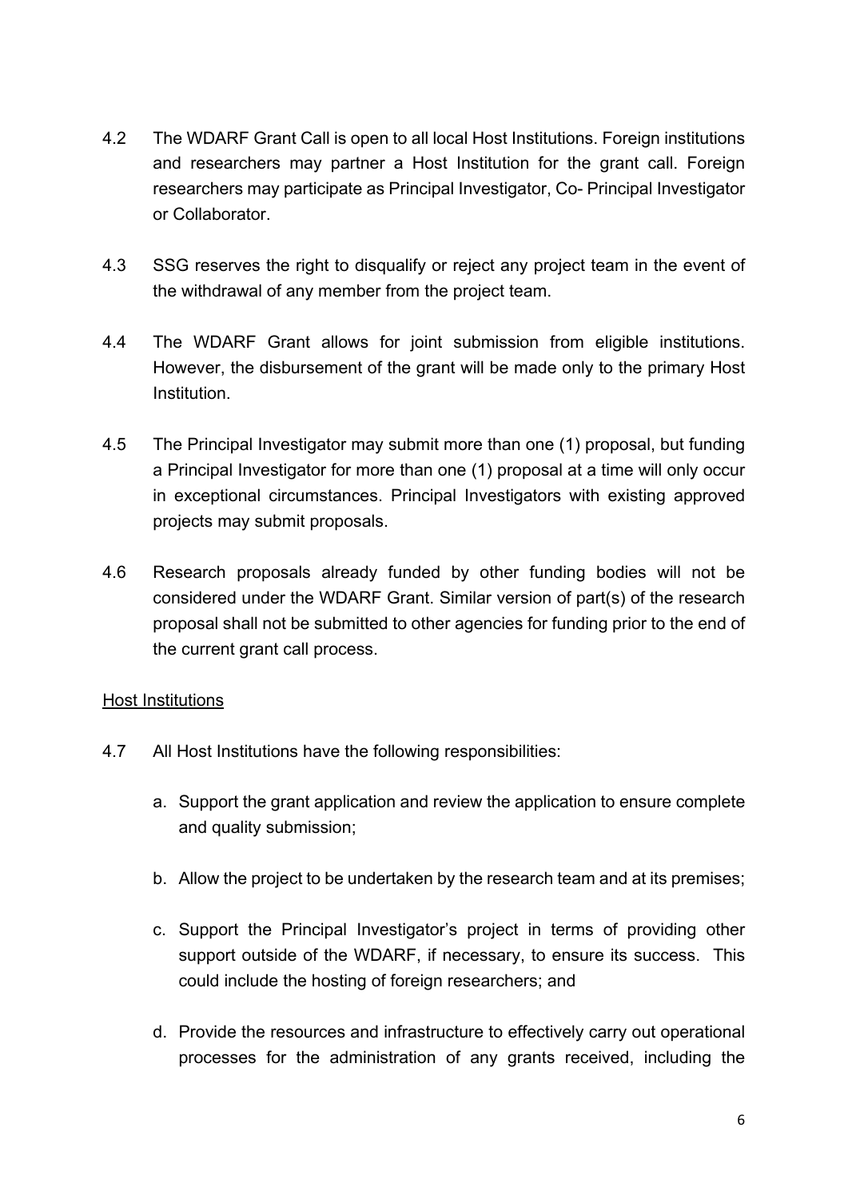4.2 The WDARF Grant Call is open to all local Host Institutions. Foreign institutions and researchers may partner a Host Institution for the grant call. Foreign researchers may participate as Principal Investigator, Co- Principal Investigator or Collaborator.

4.3 SSG reserves the right to disqualify or reject any project team in the event of the withdrawal of any member from the project team.

4.4 The WDARF Grant allows for joint submission from eligible institutions. However, the disbursement of the grant will be made only to the primary Host Institution.

4.5 The Principal Investigator may submit more than one (1) proposal, but funding a Principal Investigator for more than one (1) proposal at a time will only occur in exceptional circumstances. Principal Investigators with existing approved projects may submit proposals.

4.6 Research proposals already funded by other funding bodies will not be considered under the WDARF Grant. Similar version of part(s) of the research proposal shall not be submitted to other agencies for funding prior to the end of the current grant call process.

<u>Host Institutions</u>

4.7 All Host Institutions have the following responsibilities:

a. Support the grant application and review the application to ensure complete and quality submission;

b. Allow the project to be undertaken by the research team and at its premises;

c. Support the Principal Investigator's project in terms of providing other support outside of the WDARF, if necessary, to ensure its success. This could include the hosting of foreign researchers; and

d. Provide the resources and infrastructure to effectively carry out operational processes for the administration of any grants received, including the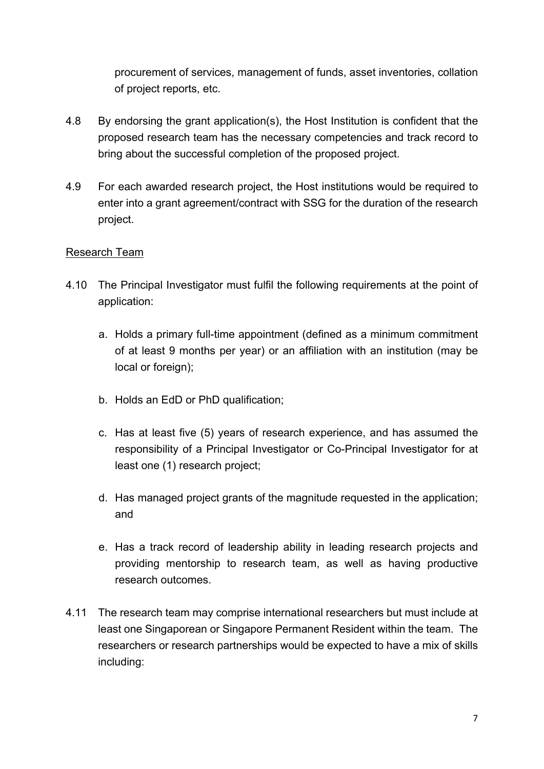procurement of services, management of funds, asset inventories, collation of project reports, etc.

4.8 By endorsing the grant application(s), the Host Institution is confident that the proposed research team has the necessary competencies and track record to bring about the successful completion of the proposed project.

4.9 For each awarded research project, the Host institutions would be required to enter into a grant agreement/contract with SSG for the duration of the research project.

<u>Research Team</u>

4.10 The Principal Investigator must fulfil the following requirements at the point of application:

a. Holds a primary full-time appointment (defined as a minimum commitment of at least 9 months per year) or an affiliation with an institution (may be local or foreign);

b. Holds an EdD or PhD qualification;

c. Has at least five (5) years of research experience, and has assumed the responsibility of a Principal Investigator or Co-Principal Investigator for at least one (1) research project;

d. Has managed project grants of the magnitude requested in the application; and

e. Has a track record of leadership ability in leading research projects and providing mentorship to research team, as well as having productive research outcomes.

4.11 The research team may comprise international researchers but must include at least one Singaporean or Singapore Permanent Resident within the team. The researchers or research partnerships would be expected to have a mix of skills including: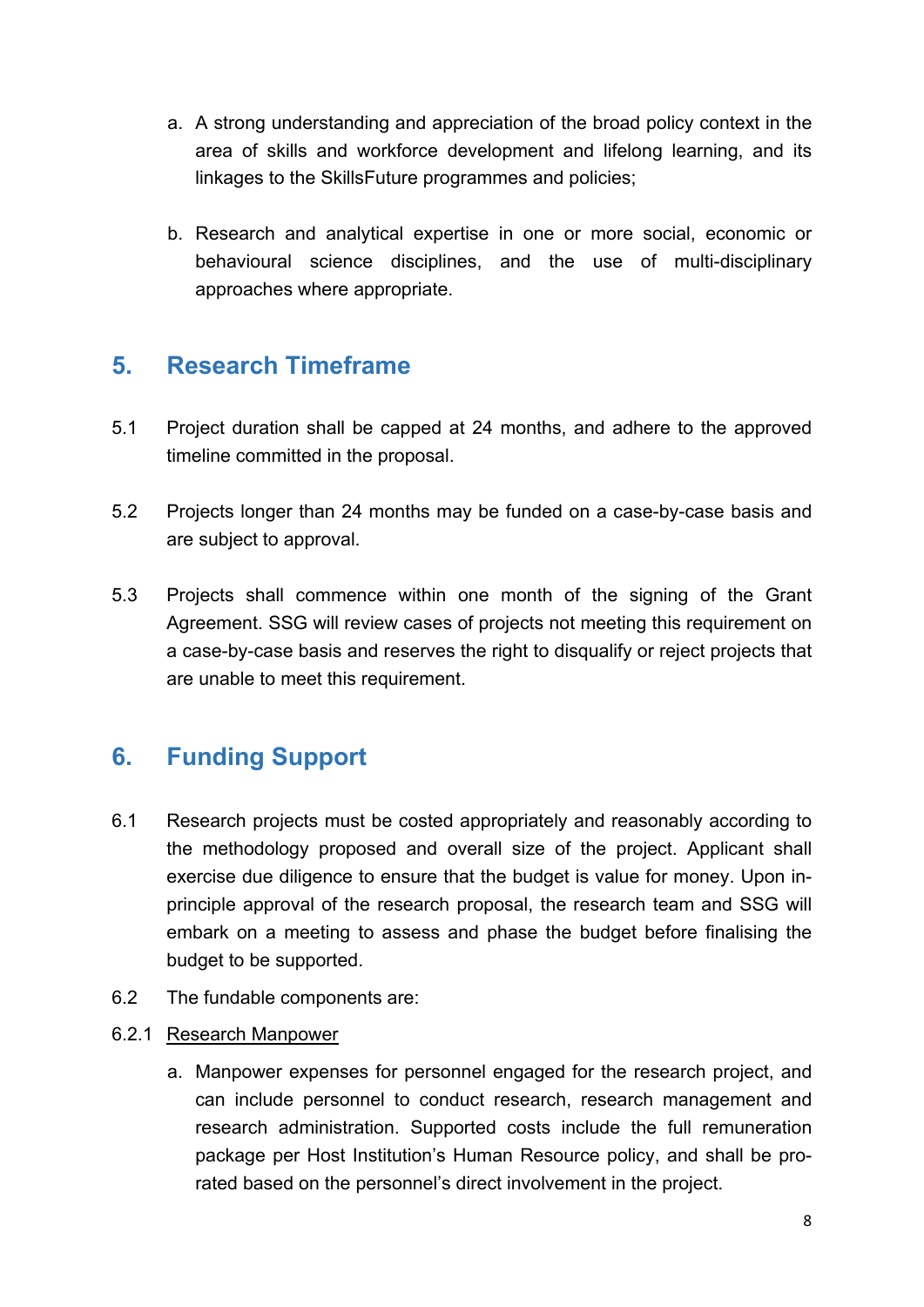a. A strong understanding and appreciation of the broad policy context in the area of skills and workforce development and lifelong learning, and its linkages to the SkillsFuture programmes and policies;

b. Research and analytical expertise in one or more social, economic or behavioural science disciplines, and the use of multi-disciplinary approaches where appropriate.

## 5. Research Timeframe

5.1 Project duration shall be capped at 24 months, and adhere to the approved timeline committed in the proposal.

5.2 Projects longer than 24 months may be funded on a case-by-case basis and are subject to approval.

5.3 Projects shall commence within one month of the signing of the Grant Agreement. SSG will review cases of projects not meeting this requirement on a case-by-case basis and reserves the right to disqualify or reject projects that are unable to meet this requirement.

## 6. Funding Support

6.1 Research projects must be costed appropriately and reasonably according to the methodology proposed and overall size of the project. Applicant shall exercise due diligence to ensure that the budget is value for money. Upon in-principle approval of the research proposal, the research team and SSG will embark on a meeting to assess and phase the budget before finalising the budget to be supported.

6.2 The fundable components are:

6.2.1 <u>Research Manpower</u>

a. Manpower expenses for personnel engaged for the research project, and can include personnel to conduct research, research management and research administration. Supported costs include the full remuneration package per Host Institution's Human Resource policy, and shall be pro-rated based on the personnel's direct involvement in the project.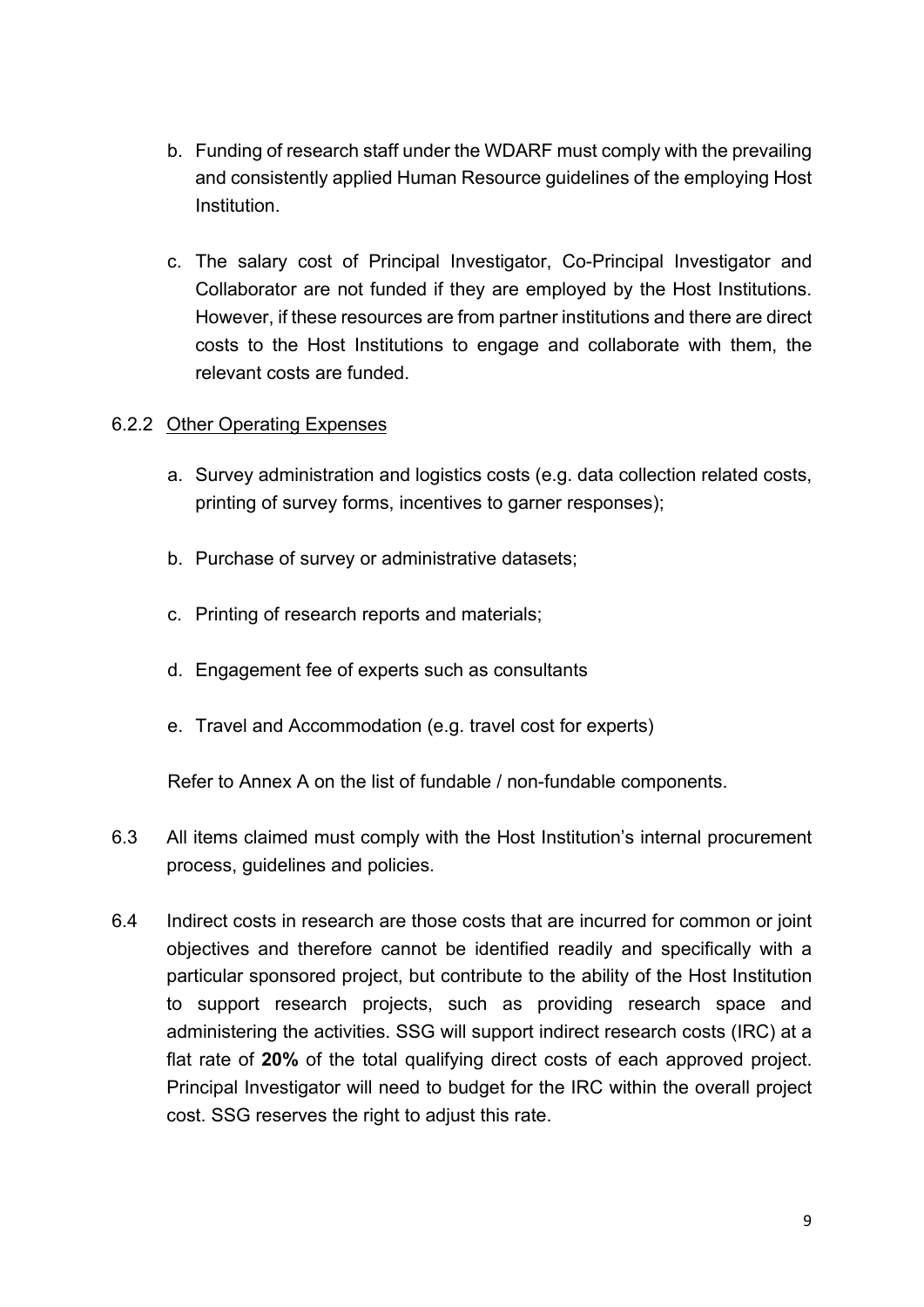b. Funding of research staff under the WDARF must comply with the prevailing and consistently applied Human Resource guidelines of the employing Host Institution.

c. The salary cost of Principal Investigator, Co-Principal Investigator and Collaborator are not funded if they are employed by the Host Institutions. However, if these resources are from partner institutions and there are direct costs to the Host Institutions to engage and collaborate with them, the relevant costs are funded.

#### 6.2.2 Other Operating Expenses

a. Survey administration and logistics costs (e.g. data collection related costs, printing of survey forms, incentives to garner responses);

b. Purchase of survey or administrative datasets;

c. Printing of research reports and materials;

d. Engagement fee of experts such as consultants

e. Travel and Accommodation (e.g. travel cost for experts)

Refer to Annex A on the list of fundable / non-fundable components.

6.3 All items claimed must comply with the Host Institution's internal procurement process, guidelines and policies.

6.4 Indirect costs in research are those costs that are incurred for common or joint objectives and therefore cannot be identified readily and specifically with a particular sponsored project, but contribute to the ability of the Host Institution to support research projects, such as providing research space and administering the activities. SSG will support indirect research costs (IRC) at a flat rate of **20%** of the total qualifying direct costs of each approved project. Principal Investigator will need to budget for the IRC within the overall project cost. SSG reserves the right to adjust this rate.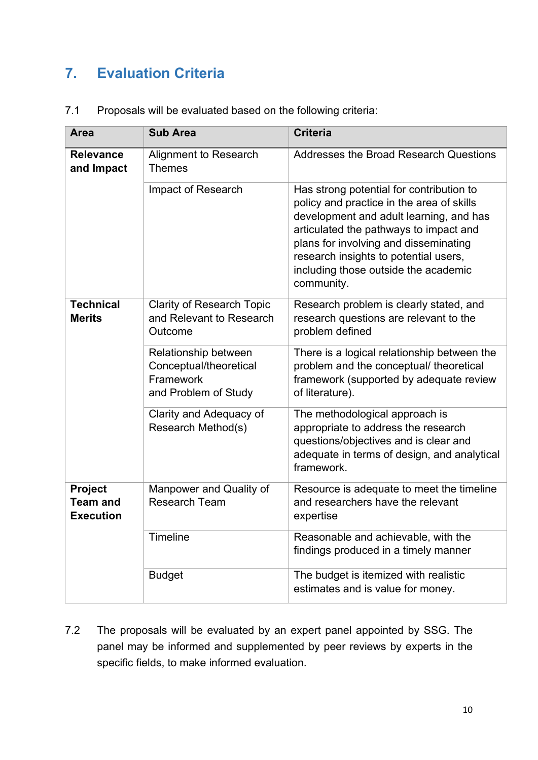# 7. Evaluation Criteria

7.1 Proposals will be evaluated based on the following criteria:

| Area | Sub Area | Criteria |
|---|---|---|
| **Relevance and Impact** | Alignment to Research Themes | Addresses the Broad Research Questions |
| | Impact of Research | Has strong potential for contribution to policy and practice in the area of skills development and adult learning, and has articulated the pathways to impact and plans for involving and disseminating research insights to potential users, including those outside the academic community. |
| **Technical Merits** | Clarity of Research Topic and Relevant to Research Outcome | Research problem is clearly stated, and research questions are relevant to the problem defined |
| | Relationship between Conceptual/theoretical Framework and Problem of Study | There is a logical relationship between the problem and the conceptual/ theoretical framework (supported by adequate review of literature). |
| | Clarity and Adequacy of Research Method(s) | The methodological approach is appropriate to address the research questions/objectives and is clear and adequate in terms of design, and analytical framework. |
| **Project Team and Execution** | Manpower and Quality of Research Team | Resource is adequate to meet the timeline and researchers have the relevant expertise |
| | Timeline | Reasonable and achievable, with the findings produced in a timely manner |
| | Budget | The budget is itemized with realistic estimates and is value for money. |

7.2 The proposals will be evaluated by an expert panel appointed by SSG. The panel may be informed and supplemented by peer reviews by experts in the specific fields, to make informed evaluation.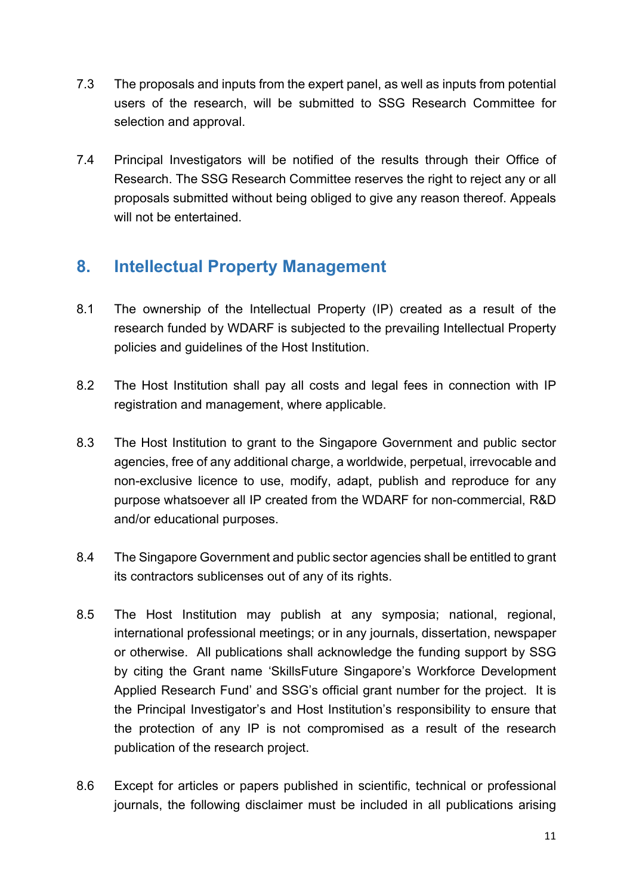7.3 The proposals and inputs from the expert panel, as well as inputs from potential users of the research, will be submitted to SSG Research Committee for selection and approval.

7.4 Principal Investigators will be notified of the results through their Office of Research. The SSG Research Committee reserves the right to reject any or all proposals submitted without being obliged to give any reason thereof. Appeals will not be entertained.

## 8. Intellectual Property Management

8.1 The ownership of the Intellectual Property (IP) created as a result of the research funded by WDARF is subjected to the prevailing Intellectual Property policies and guidelines of the Host Institution.

8.2 The Host Institution shall pay all costs and legal fees in connection with IP registration and management, where applicable.

8.3 The Host Institution to grant to the Singapore Government and public sector agencies, free of any additional charge, a worldwide, perpetual, irrevocable and non-exclusive licence to use, modify, adapt, publish and reproduce for any purpose whatsoever all IP created from the WDARF for non-commercial, R&D and/or educational purposes.

8.4 The Singapore Government and public sector agencies shall be entitled to grant its contractors sublicenses out of any of its rights.

8.5 The Host Institution may publish at any symposia; national, regional, international professional meetings; or in any journals, dissertation, newspaper or otherwise. All publications shall acknowledge the funding support by SSG by citing the Grant name 'SkillsFuture Singapore's Workforce Development Applied Research Fund' and SSG's official grant number for the project. It is the Principal Investigator's and Host Institution's responsibility to ensure that the protection of any IP is not compromised as a result of the research publication of the research project.

8.6 Except for articles or papers published in scientific, technical or professional journals, the following disclaimer must be included in all publications arising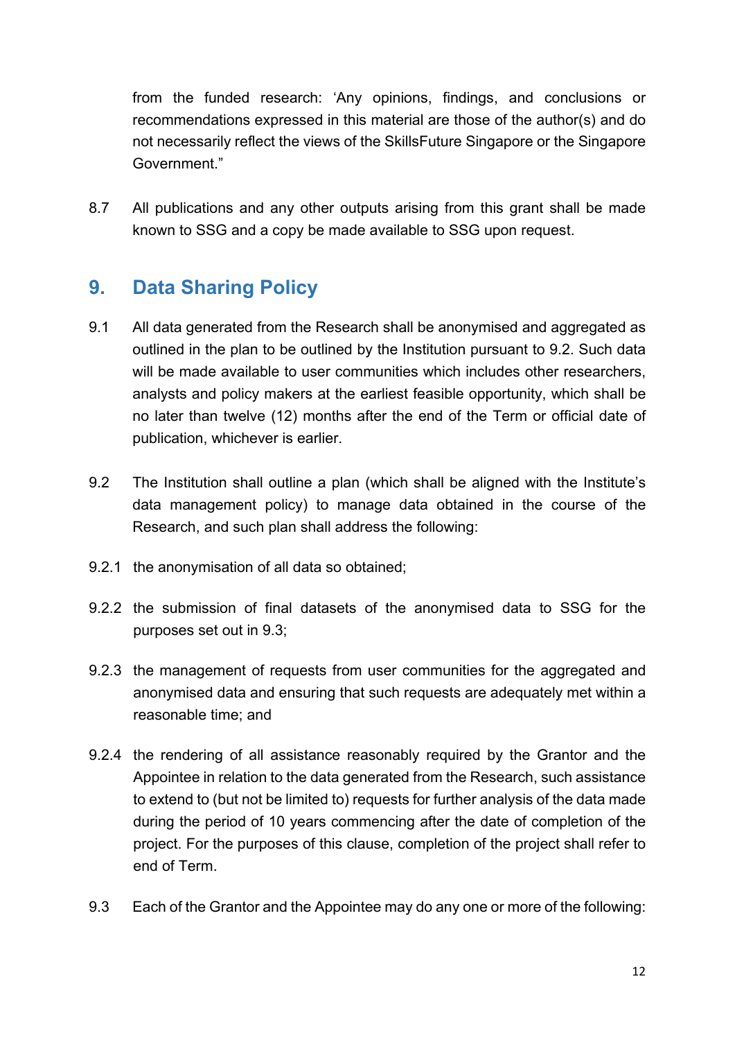from the funded research: 'Any opinions, findings, and conclusions or recommendations expressed in this material are those of the author(s) and do not necessarily reflect the views of the SkillsFuture Singapore or the Singapore Government."

8.7 All publications and any other outputs arising from this grant shall be made known to SSG and a copy be made available to SSG upon request.

## 9. Data Sharing Policy

9.1 All data generated from the Research shall be anonymised and aggregated as outlined in the plan to be outlined by the Institution pursuant to 9.2. Such data will be made available to user communities which includes other researchers, analysts and policy makers at the earliest feasible opportunity, which shall be no later than twelve (12) months after the end of the Term or official date of publication, whichever is earlier.

9.2 The Institution shall outline a plan (which shall be aligned with the Institute's data management policy) to manage data obtained in the course of the Research, and such plan shall address the following:

9.2.1 the anonymisation of all data so obtained;

9.2.2 the submission of final datasets of the anonymised data to SSG for the purposes set out in 9.3;

9.2.3 the management of requests from user communities for the aggregated and anonymised data and ensuring that such requests are adequately met within a reasonable time; and

9.2.4 the rendering of all assistance reasonably required by the Grantor and the Appointee in relation to the data generated from the Research, such assistance to extend to (but not be limited to) requests for further analysis of the data made during the period of 10 years commencing after the date of completion of the project. For the purposes of this clause, completion of the project shall refer to end of Term.

9.3 Each of the Grantor and the Appointee may do any one or more of the following: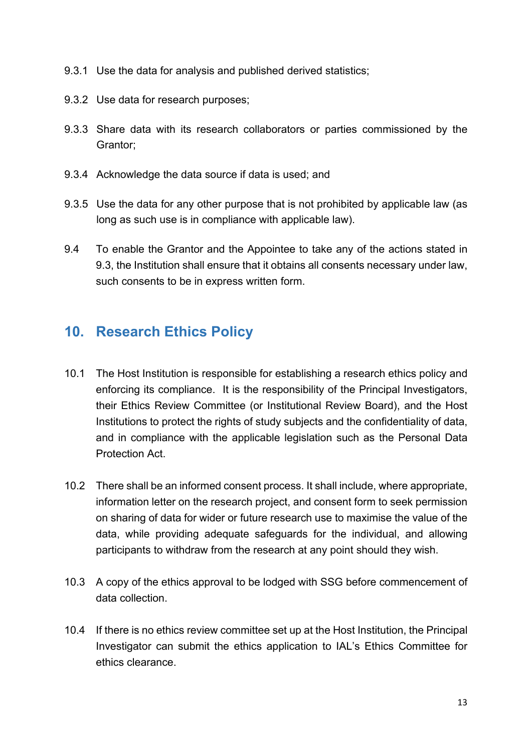9.3.1 Use the data for analysis and published derived statistics;

9.3.2 Use data for research purposes;

9.3.3 Share data with its research collaborators or parties commissioned by the Grantor;

9.3.4 Acknowledge the data source if data is used; and

9.3.5 Use the data for any other purpose that is not prohibited by applicable law (as long as such use is in compliance with applicable law).

9.4 To enable the Grantor and the Appointee to take any of the actions stated in 9.3, the Institution shall ensure that it obtains all consents necessary under law, such consents to be in express written form.

## 10. Research Ethics Policy

10.1 The Host Institution is responsible for establishing a research ethics policy and enforcing its compliance. It is the responsibility of the Principal Investigators, their Ethics Review Committee (or Institutional Review Board), and the Host Institutions to protect the rights of study subjects and the confidentiality of data, and in compliance with the applicable legislation such as the Personal Data Protection Act.

10.2 There shall be an informed consent process. It shall include, where appropriate, information letter on the research project, and consent form to seek permission on sharing of data for wider or future research use to maximise the value of the data, while providing adequate safeguards for the individual, and allowing participants to withdraw from the research at any point should they wish.

10.3 A copy of the ethics approval to be lodged with SSG before commencement of data collection.

10.4 If there is no ethics review committee set up at the Host Institution, the Principal Investigator can submit the ethics application to IAL's Ethics Committee for ethics clearance.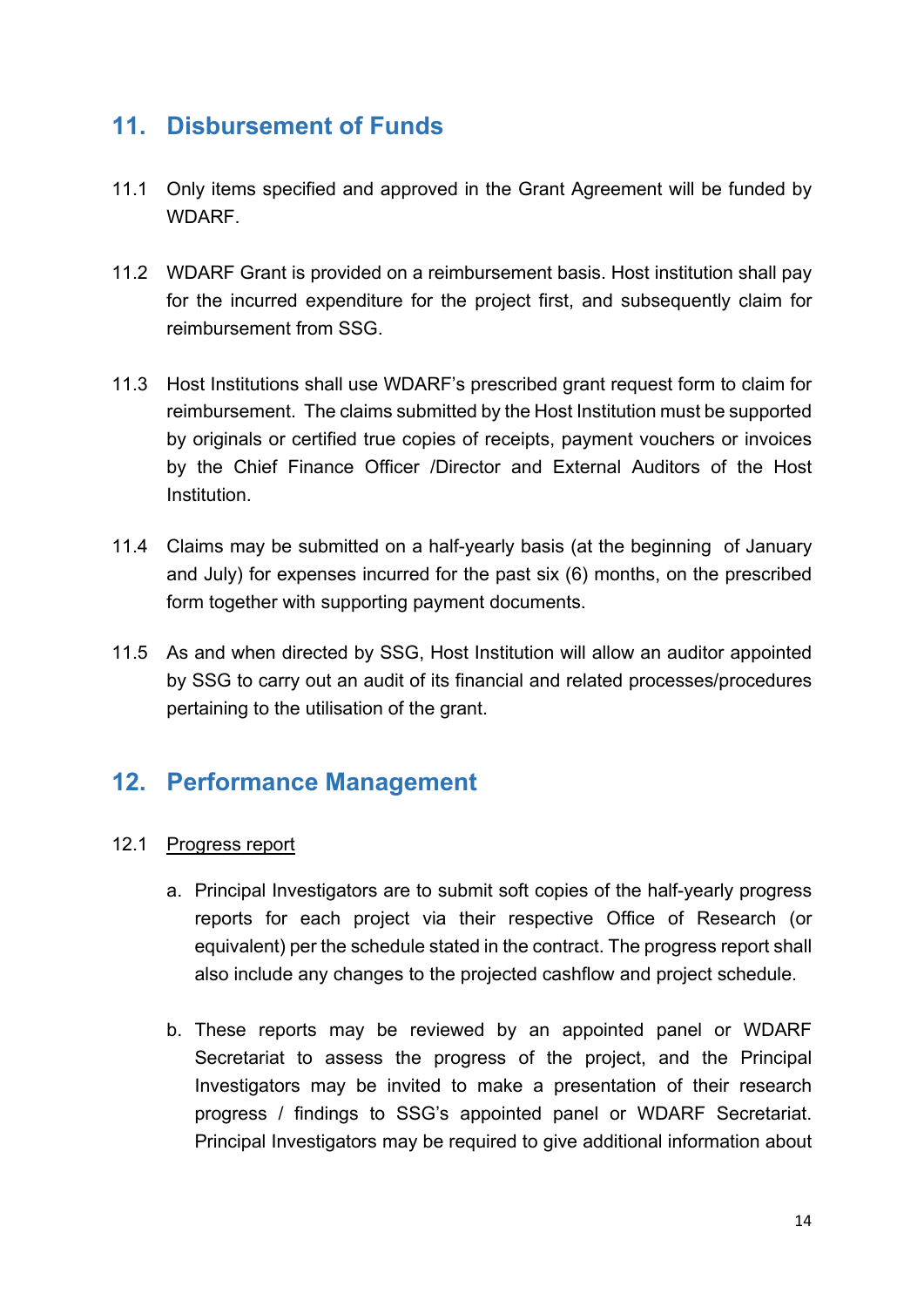## 11. Disbursement of Funds

11.1 Only items specified and approved in the Grant Agreement will be funded by WDARF.

11.2 WDARF Grant is provided on a reimbursement basis. Host institution shall pay for the incurred expenditure for the project first, and subsequently claim for reimbursement from SSG.

11.3 Host Institutions shall use WDARF's prescribed grant request form to claim for reimbursement. The claims submitted by the Host Institution must be supported by originals or certified true copies of receipts, payment vouchers or invoices by the Chief Finance Officer /Director and External Auditors of the Host Institution.

11.4 Claims may be submitted on a half-yearly basis (at the beginning of January and July) for expenses incurred for the past six (6) months, on the prescribed form together with supporting payment documents.

11.5 As and when directed by SSG, Host Institution will allow an auditor appointed by SSG to carry out an audit of its financial and related processes/procedures pertaining to the utilisation of the grant.

## 12. Performance Management

12.1 Progress report

a. Principal Investigators are to submit soft copies of the half-yearly progress reports for each project via their respective Office of Research (or equivalent) per the schedule stated in the contract. The progress report shall also include any changes to the projected cashflow and project schedule.

b. These reports may be reviewed by an appointed panel or WDARF Secretariat to assess the progress of the project, and the Principal Investigators may be invited to make a presentation of their research progress / findings to SSG's appointed panel or WDARF Secretariat. Principal Investigators may be required to give additional information about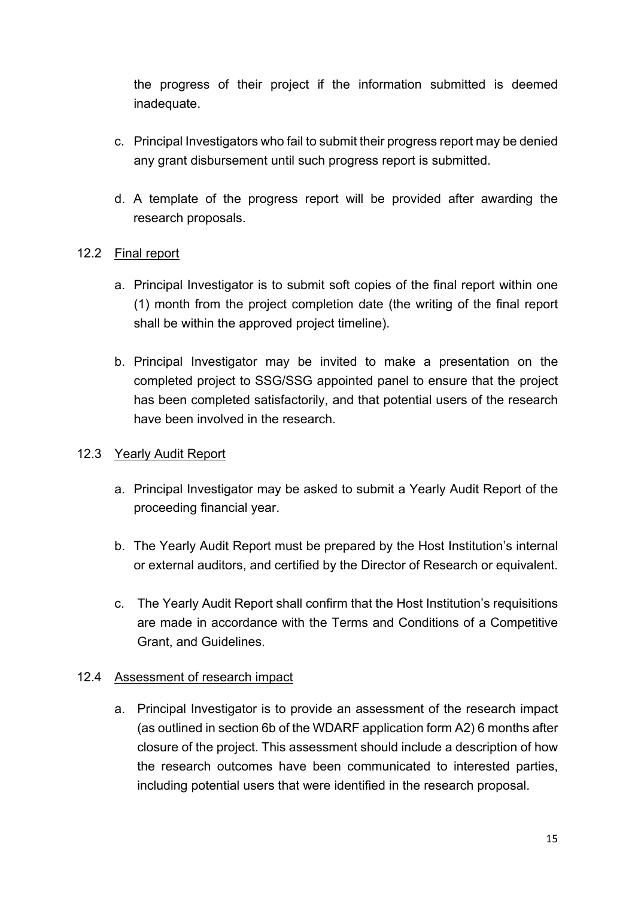the progress of their project if the information submitted is deemed inadequate.

c. Principal Investigators who fail to submit their progress report may be denied any grant disbursement until such progress report is submitted.

d. A template of the progress report will be provided after awarding the research proposals.

12.2 <u>Final report</u>

a. Principal Investigator is to submit soft copies of the final report within one (1) month from the project completion date (the writing of the final report shall be within the approved project timeline).

b. Principal Investigator may be invited to make a presentation on the completed project to SSG/SSG appointed panel to ensure that the project has been completed satisfactorily, and that potential users of the research have been involved in the research.

12.3 <u>Yearly Audit Report</u>

a. Principal Investigator may be asked to submit a Yearly Audit Report of the proceeding financial year.

b. The Yearly Audit Report must be prepared by the Host Institution's internal or external auditors, and certified by the Director of Research or equivalent.

c. The Yearly Audit Report shall confirm that the Host Institution's requisitions are made in accordance with the Terms and Conditions of a Competitive Grant, and Guidelines.

12.4 <u>Assessment of research impact</u>

a. Principal Investigator is to provide an assessment of the research impact (as outlined in section 6b of the WDARF application form A2) 6 months after closure of the project. This assessment should include a description of how the research outcomes have been communicated to interested parties, including potential users that were identified in the research proposal.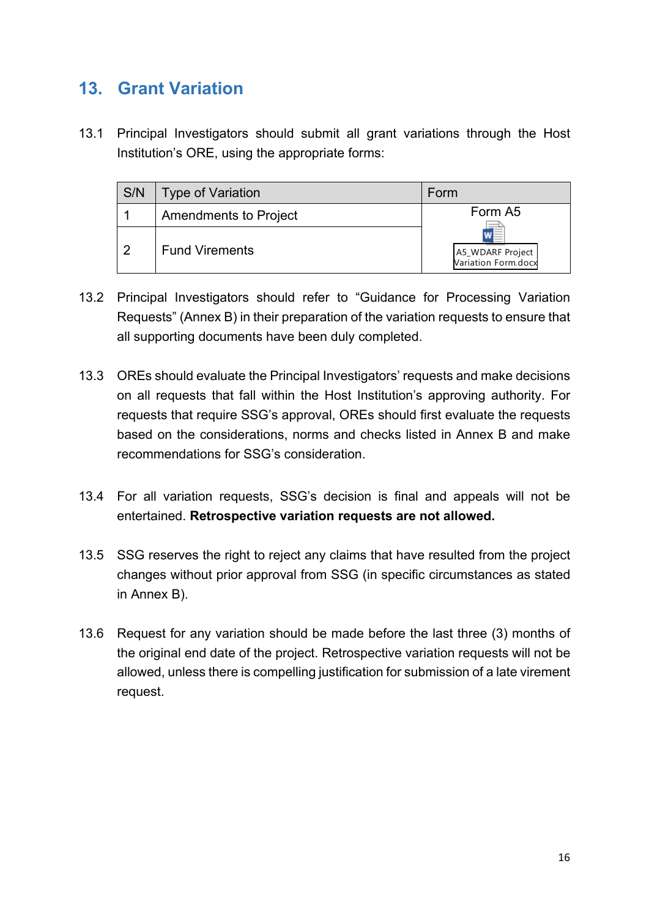## 13. Grant Variation

13.1 Principal Investigators should submit all grant variations through the Host Institution's ORE, using the appropriate forms:

| S/N | Type of Variation | Form |
|---|---|---|
| 1 | Amendments to Project | Form A5<br>A5_WDARF Project Variation Form.docx |
| 2 | Fund Virements | |

13.2 Principal Investigators should refer to "Guidance for Processing Variation Requests" (Annex B) in their preparation of the variation requests to ensure that all supporting documents have been duly completed.

13.3 OREs should evaluate the Principal Investigators' requests and make decisions on all requests that fall within the Host Institution's approving authority. For requests that require SSG's approval, OREs should first evaluate the requests based on the considerations, norms and checks listed in Annex B and make recommendations for SSG's consideration.

13.4 For all variation requests, SSG's decision is final and appeals will not be entertained. **Retrospective variation requests are not allowed.**

13.5 SSG reserves the right to reject any claims that have resulted from the project changes without prior approval from SSG (in specific circumstances as stated in Annex B).

13.6 Request for any variation should be made before the last three (3) months of the original end date of the project. Retrospective variation requests will not be allowed, unless there is compelling justification for submission of a late virement request.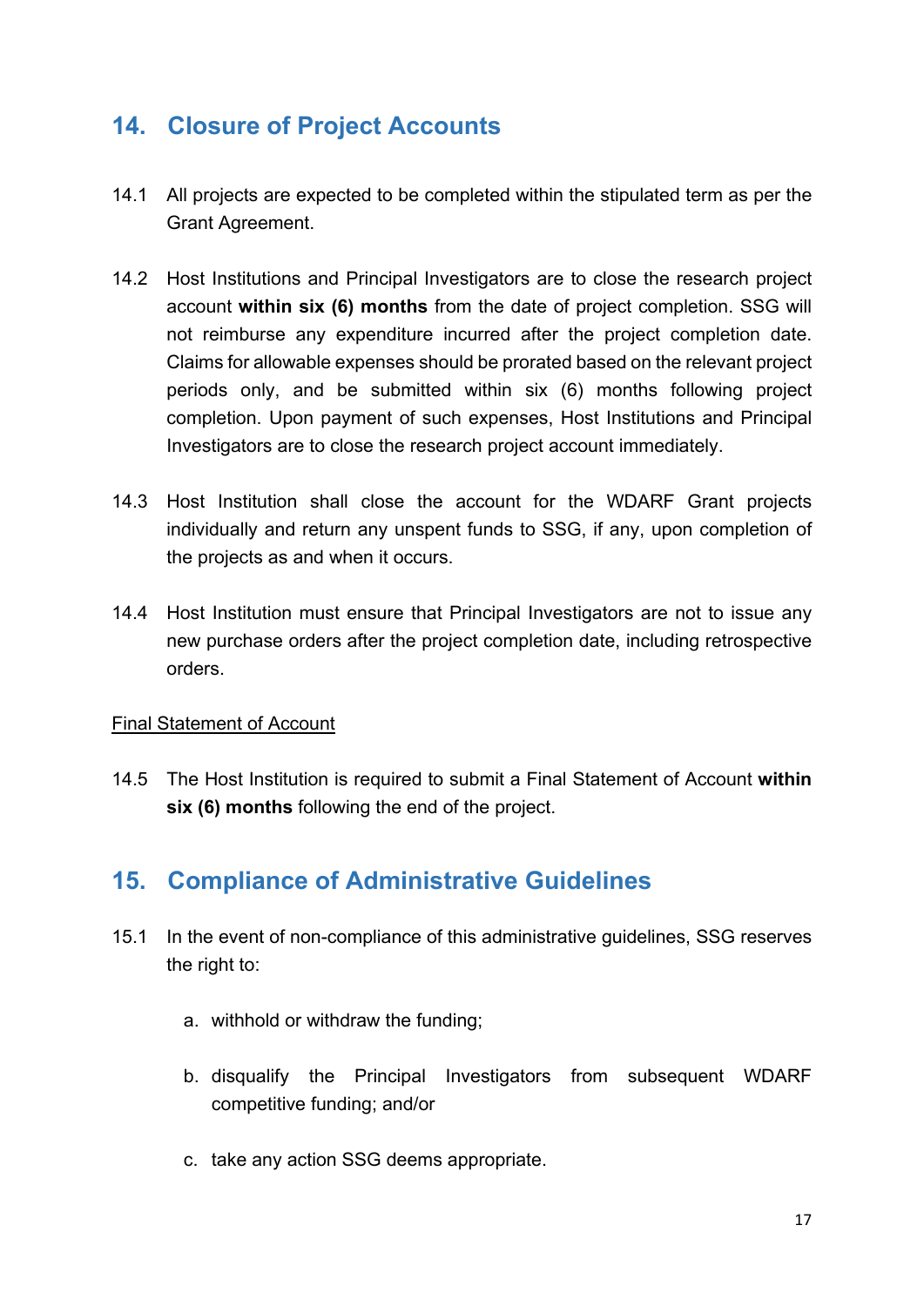## 14. Closure of Project Accounts

14.1 All projects are expected to be completed within the stipulated term as per the Grant Agreement.

14.2 Host Institutions and Principal Investigators are to close the research project account **within six (6) months** from the date of project completion. SSG will not reimburse any expenditure incurred after the project completion date. Claims for allowable expenses should be prorated based on the relevant project periods only, and be submitted within six (6) months following project completion. Upon payment of such expenses, Host Institutions and Principal Investigators are to close the research project account immediately.

14.3 Host Institution shall close the account for the WDARF Grant projects individually and return any unspent funds to SSG, if any, upon completion of the projects as and when it occurs.

14.4 Host Institution must ensure that Principal Investigators are not to issue any new purchase orders after the project completion date, including retrospective orders.

<u>Final Statement of Account</u>

14.5 The Host Institution is required to submit a Final Statement of Account **within six (6) months** following the end of the project.

## 15. Compliance of Administrative Guidelines

15.1 In the event of non-compliance of this administrative guidelines, SSG reserves the right to:

a. withhold or withdraw the funding;

b. disqualify the Principal Investigators from subsequent WDARF competitive funding; and/or

c. take any action SSG deems appropriate.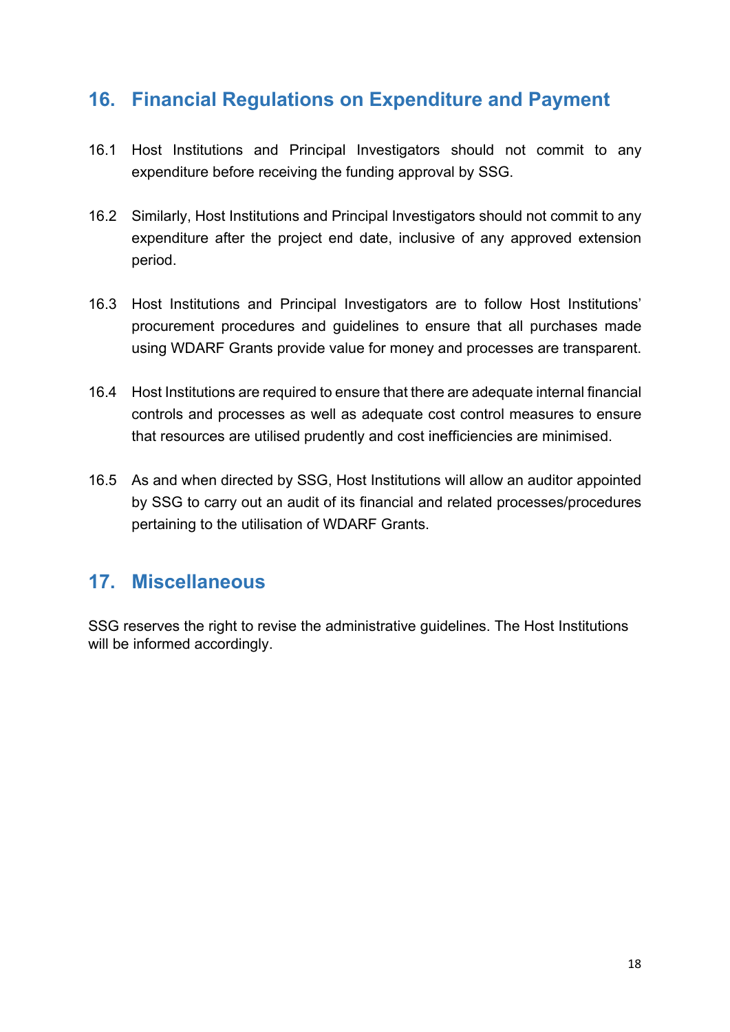## 16. Financial Regulations on Expenditure and Payment

16.1 Host Institutions and Principal Investigators should not commit to any expenditure before receiving the funding approval by SSG.

16.2 Similarly, Host Institutions and Principal Investigators should not commit to any expenditure after the project end date, inclusive of any approved extension period.

16.3 Host Institutions and Principal Investigators are to follow Host Institutions' procurement procedures and guidelines to ensure that all purchases made using WDARF Grants provide value for money and processes are transparent.

16.4 Host Institutions are required to ensure that there are adequate internal financial controls and processes as well as adequate cost control measures to ensure that resources are utilised prudently and cost inefficiencies are minimised.

16.5 As and when directed by SSG, Host Institutions will allow an auditor appointed by SSG to carry out an audit of its financial and related processes/procedures pertaining to the utilisation of WDARF Grants.

## 17. Miscellaneous

SSG reserves the right to revise the administrative guidelines. The Host Institutions will be informed accordingly.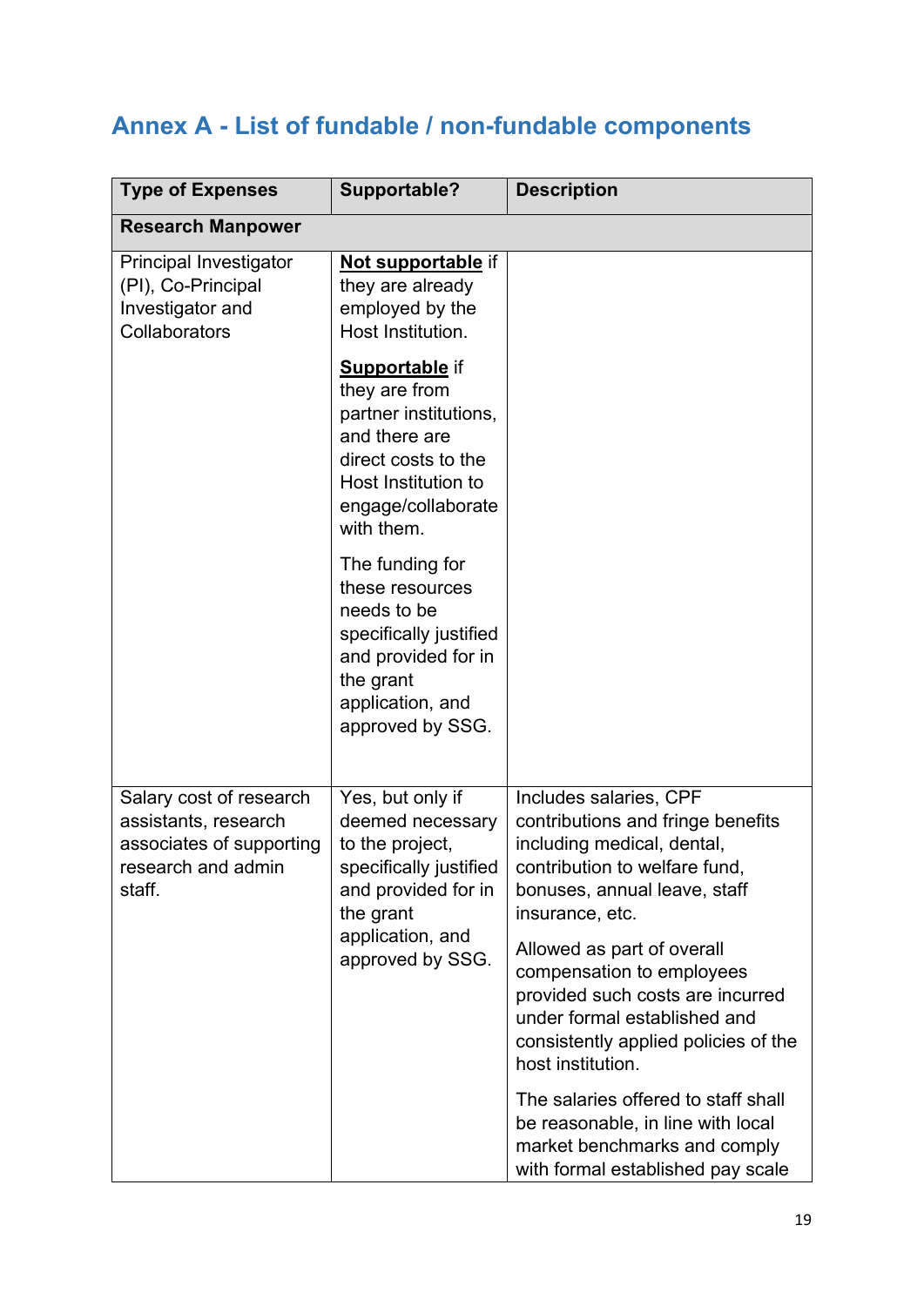## Annex A - List of fundable / non-fundable components

| Type of Expenses | Supportable? | Description |
|---|---|---|
| **Research Manpower** | | |
| Principal Investigator (PI), Co-Principal Investigator and Collaborators | **Not supportable** if they are already employed by the Host Institution.<br><br>**Supportable** if they are from partner institutions, and there are direct costs to the Host Institution to engage/collaborate with them.<br><br>The funding for these resources needs to be specifically justified and provided for in the grant application, and approved by SSG. | |
| Salary cost of research assistants, research associates of supporting research and admin staff. | Yes, but only if deemed necessary to the project, specifically justified and provided for in the grant application, and approved by SSG. | Includes salaries, CPF contributions and fringe benefits including medical, dental, contribution to welfare fund, bonuses, annual leave, staff insurance, etc.<br><br>Allowed as part of overall compensation to employees provided such costs are incurred under formal established and consistently applied policies of the host institution.<br><br>The salaries offered to staff shall be reasonable, in line with local market benchmarks and comply with formal established pay scale |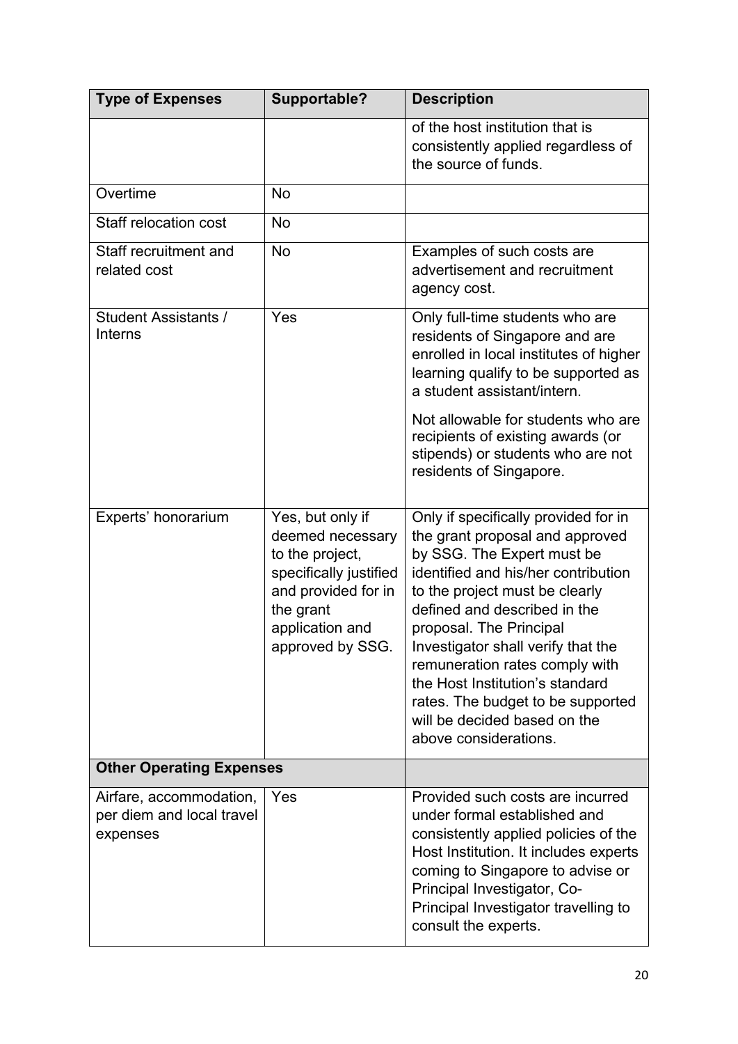| Type of Expenses | Supportable? | Description |
|---|---|---|
| | | of the host institution that is consistently applied regardless of the source of funds. |
| Overtime | No | |
| Staff relocation cost | No | |
| Staff recruitment and related cost | No | Examples of such costs are advertisement and recruitment agency cost. |
| Student Assistants / Interns | Yes | Only full-time students who are residents of Singapore and are enrolled in local institutes of higher learning qualify to be supported as a student assistant/intern.<br><br>Not allowable for students who are recipients of existing awards (or stipends) or students who are not residents of Singapore. |
| Experts' honorarium | Yes, but only if deemed necessary to the project, specifically justified and provided for in the grant application and approved by SSG. | Only if specifically provided for in the grant proposal and approved by SSG. The Expert must be identified and his/her contribution to the project must be clearly defined and described in the proposal. The Principal Investigator shall verify that the remuneration rates comply with the Host Institution's standard rates. The budget to be supported will be decided based on the above considerations. |
| **Other Operating Expenses** | | |
| Airfare, accommodation, per diem and local travel expenses | Yes | Provided such costs are incurred under formal established and consistently applied policies of the Host Institution. It includes experts coming to Singapore to advise or Principal Investigator, Co-Principal Investigator travelling to consult the experts. |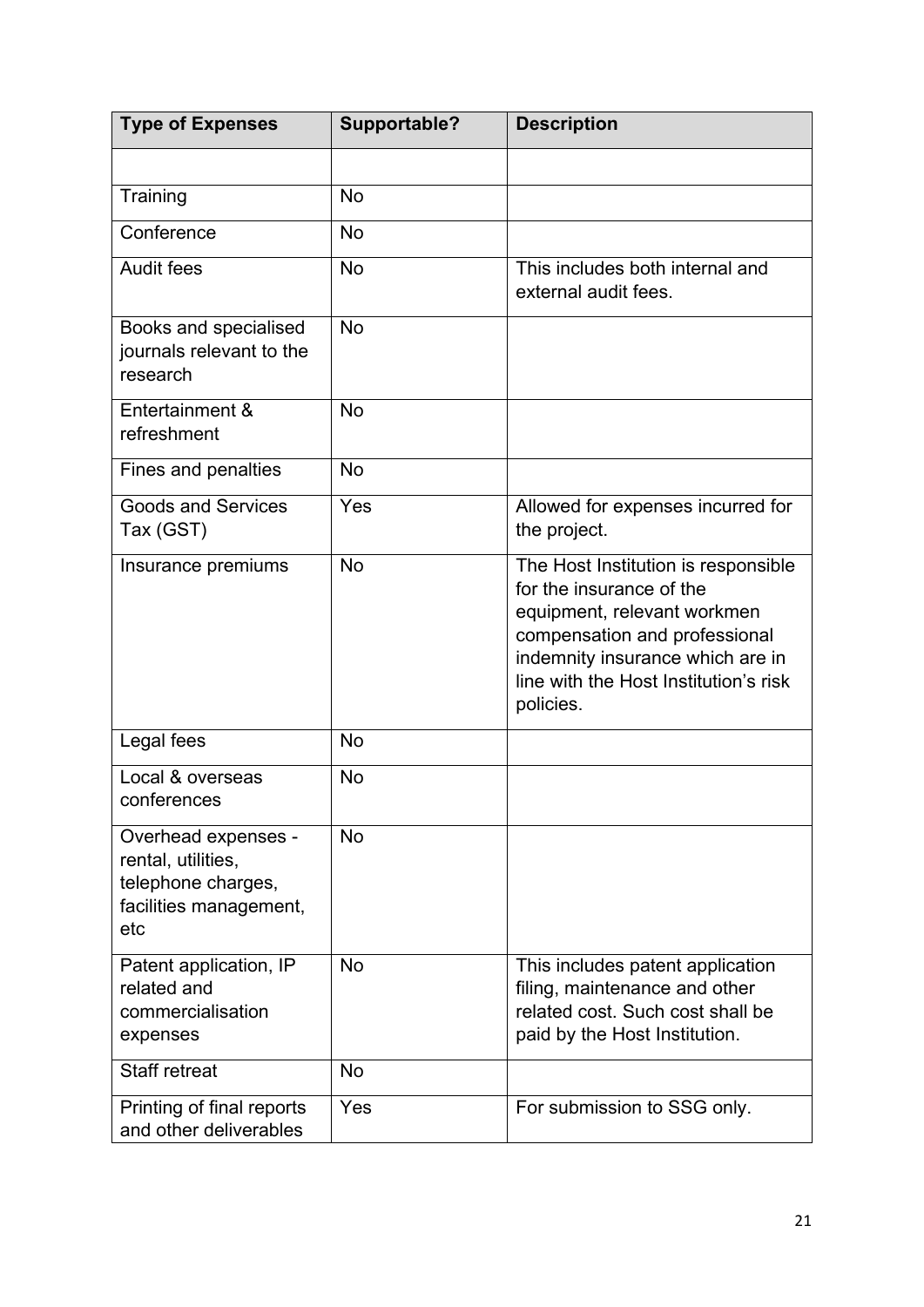| Type of Expenses | Supportable? | Description |
|---|---|---|
| | | |
| Training | No | |
| Conference | No | |
| Audit fees | No | This includes both internal and external audit fees. |
| Books and specialised journals relevant to the research | No | |
| Entertainment & refreshment | No | |
| Fines and penalties | No | |
| Goods and Services Tax (GST) | Yes | Allowed for expenses incurred for the project. |
| Insurance premiums | No | The Host Institution is responsible for the insurance of the equipment, relevant workmen compensation and professional indemnity insurance which are in line with the Host Institution's risk policies. |
| Legal fees | No | |
| Local & overseas conferences | No | |
| Overhead expenses - rental, utilities, telephone charges, facilities management, etc | No | |
| Patent application, IP related and commercialisation expenses | No | This includes patent application filing, maintenance and other related cost. Such cost shall be paid by the Host Institution. |
| Staff retreat | No | |
| Printing of final reports and other deliverables | Yes | For submission to SSG only. |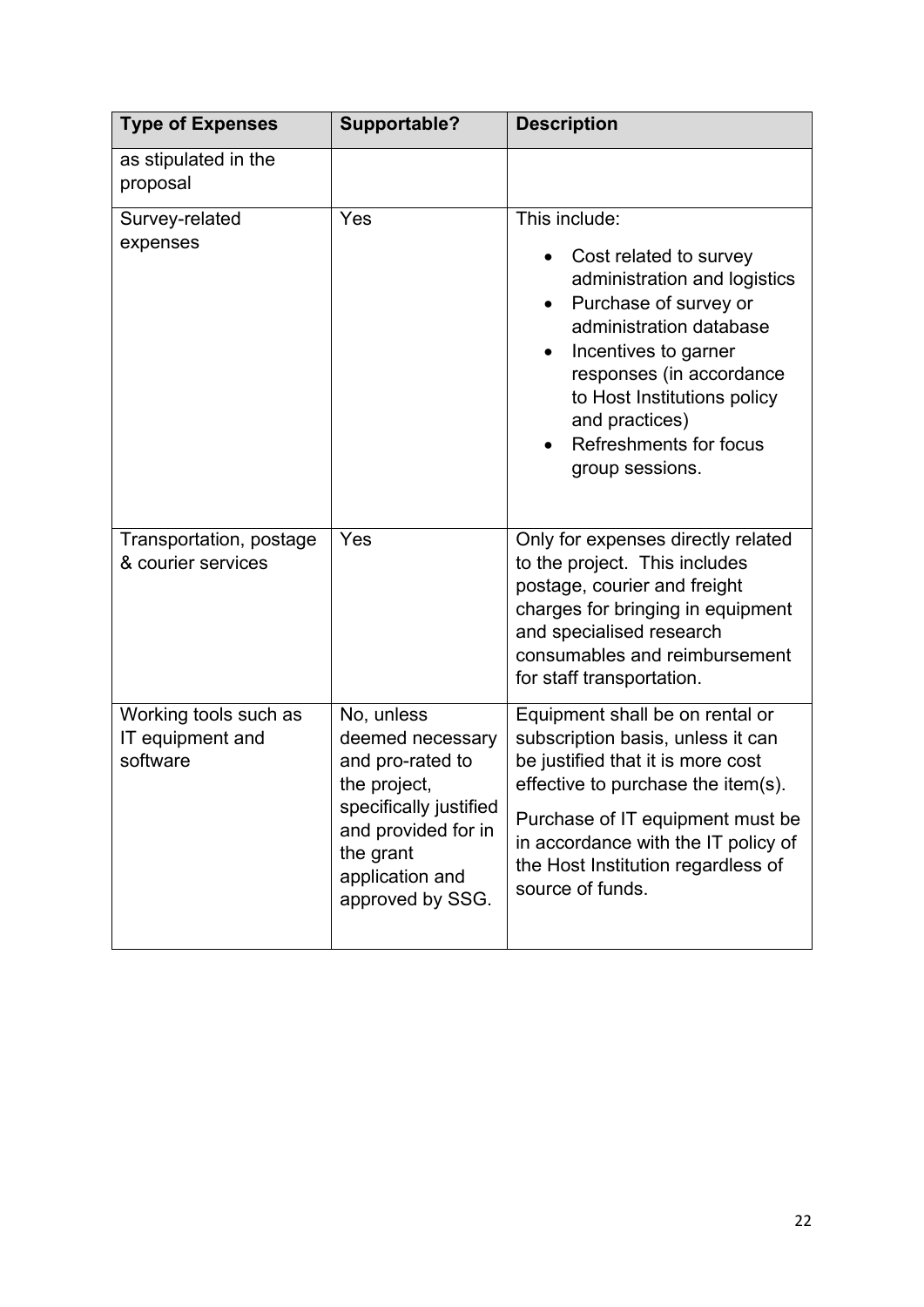| Type of Expenses | Supportable? | Description |
| --- | --- | --- |
| as stipulated in the proposal | | |
| Survey-related expenses | Yes | This include: <br>• Cost related to survey administration and logistics <br>• Purchase of survey or administration database <br>• Incentives to garner responses (in accordance to Host Institutions policy and practices) <br>• Refreshments for focus group sessions. |
| Transportation, postage & courier services | Yes | Only for expenses directly related to the project. This includes postage, courier and freight charges for bringing in equipment and specialised research consumables and reimbursement for staff transportation. |
| Working tools such as IT equipment and software | No, unless deemed necessary and pro-rated to the project, specifically justified and provided for in the grant application and approved by SSG. | Equipment shall be on rental or subscription basis, unless it can be justified that it is more cost effective to purchase the item(s). <br><br>Purchase of IT equipment must be in accordance with the IT policy of the Host Institution regardless of source of funds. |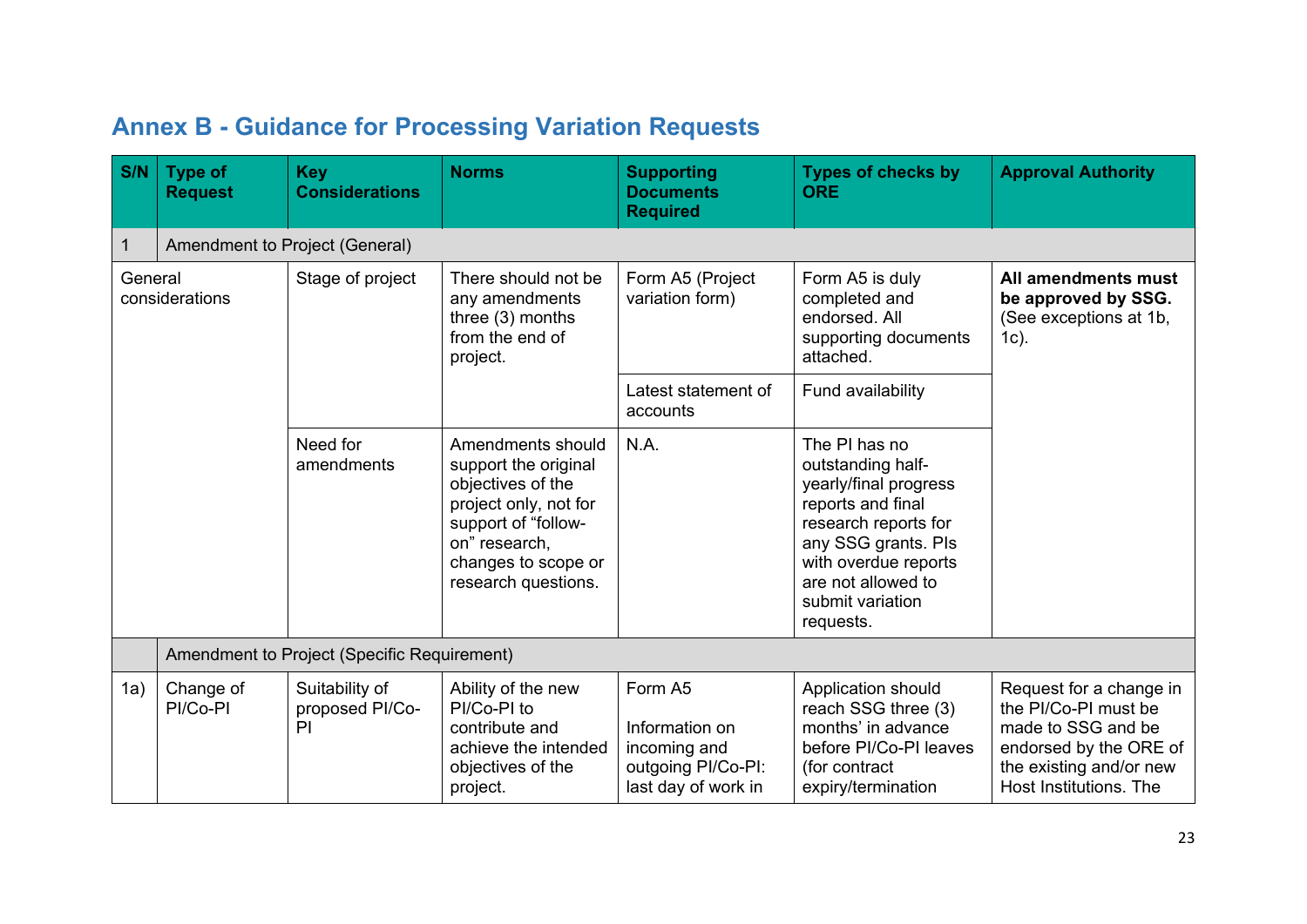## Annex B - Guidance for Processing Variation Requests

| S/N | Type of Request | Key Considerations | Norms | Supporting Documents Required | Types of checks by ORE | Approval Authority |
|---|---|---|---|---|---|---|
| 1 | Amendment to Project (General) | | | | | |
| General considerations | | Stage of project | There should not be any amendments three (3) months from the end of project. | Form A5 (Project variation form) | Form A5 is duly completed and endorsed. All supporting documents attached. | **All amendments must be approved by SSG.** (See exceptions at 1b, 1c). |
| | | | | Latest statement of accounts | Fund availability | |
| | | Need for amendments | Amendments should support the original objectives of the project only, not for support of "follow-on" research, changes to scope or research questions. | N.A. | The PI has no outstanding half-yearly/final progress reports and final research reports for any SSG grants. PIs with overdue reports are not allowed to submit variation requests. | |
| | Amendment to Project (Specific Requirement) | | | | | |
| 1a) | Change of PI/Co-PI | Suitability of proposed PI/Co-PI | Ability of the new PI/Co-PI to contribute and achieve the intended objectives of the project. | Form A5<br><br>Information on incoming and outgoing PI/Co-PI: last day of work in | Application should reach SSG three (3) months' in advance before PI/Co-PI leaves (for contract expiry/termination | Request for a change in the PI/Co-PI must be made to SSG and be endorsed by the ORE of the existing and/or new Host Institutions. The |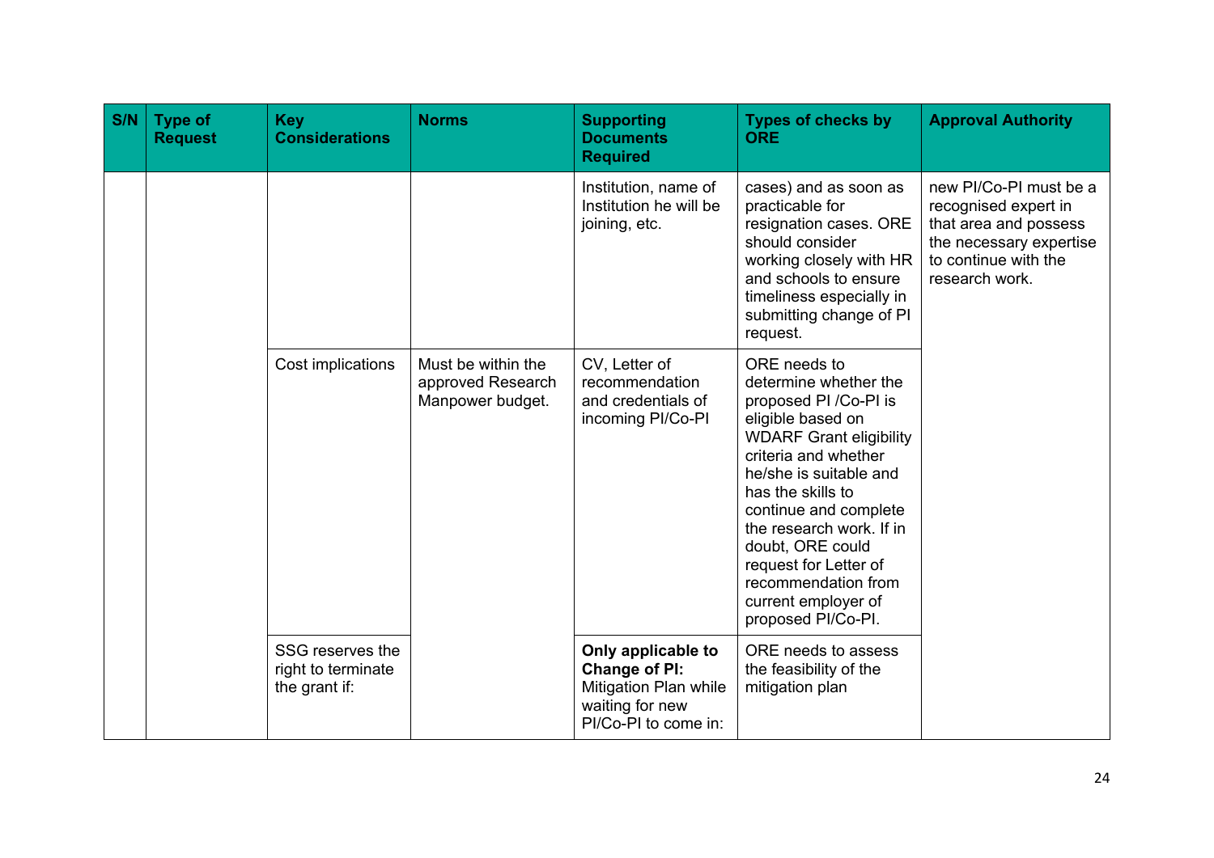| S/N | Type of Request | Key Considerations | Norms | Supporting Documents Required | Types of checks by ORE | Approval Authority |
|---|---|---|---|---|---|---|
| | | | | Institution, name of Institution he will be joining, etc. | cases) and as soon as practicable for resignation cases. ORE should consider working closely with HR and schools to ensure timeliness especially in submitting change of PI request. | new PI/Co-PI must be a recognised expert in that area and possess the necessary expertise to continue with the research work. |
| | | Cost implications | Must be within the approved Research Manpower budget. | CV, Letter of recommendation and credentials of incoming PI/Co-PI | ORE needs to determine whether the proposed PI /Co-PI is eligible based on WDARF Grant eligibility criteria and whether he/she is suitable and has the skills to continue and complete the research work. If in doubt, ORE could request for Letter of recommendation from current employer of proposed PI/Co-PI. | |
| | | SSG reserves the right to terminate the grant if: | | **Only applicable to Change of PI:** Mitigation Plan while waiting for new PI/Co-PI to come in: | ORE needs to assess the feasibility of the mitigation plan | |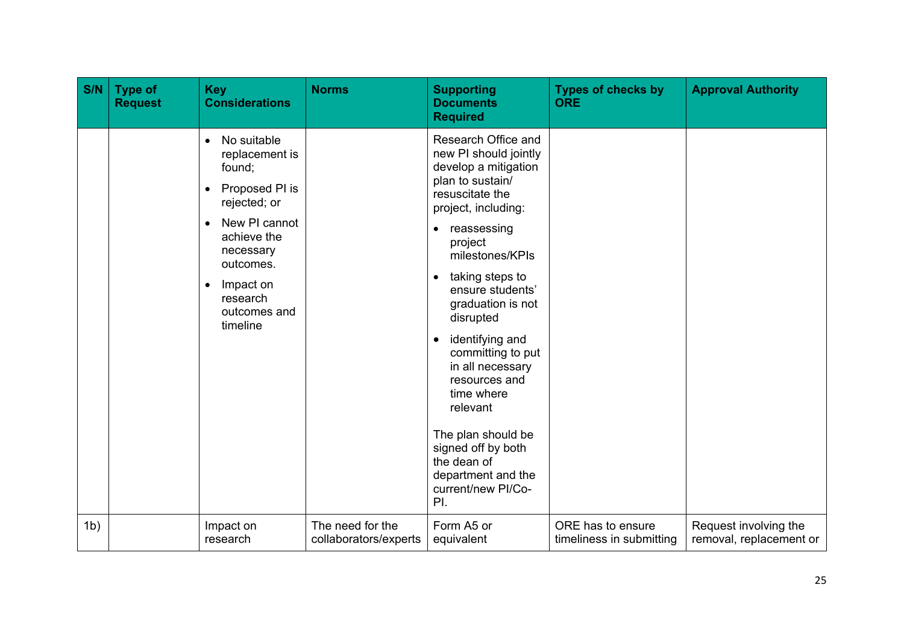| S/N | Type of Request | Key Considerations | Norms | Supporting Documents Required | Types of checks by ORE | Approval Authority |
|---|---|---|---|---|---|---|
| | | • No suitable replacement is found;<br>• Proposed PI is rejected; or<br>• New PI cannot achieve the necessary outcomes.<br>• Impact on research outcomes and timeline | | Research Office and new PI should jointly develop a mitigation plan to sustain/ resuscitate the project, including:<br>• reassessing project milestones/KPIs<br>• taking steps to ensure students' graduation is not disrupted<br>• identifying and committing to put in all necessary resources and time where relevant<br><br>The plan should be signed off by both the dean of department and the current/new PI/Co-PI. | | |
| 1b) | | Impact on research | The need for the collaborators/experts | Form A5 or equivalent | ORE has to ensure timeliness in submitting | Request involving the removal, replacement or |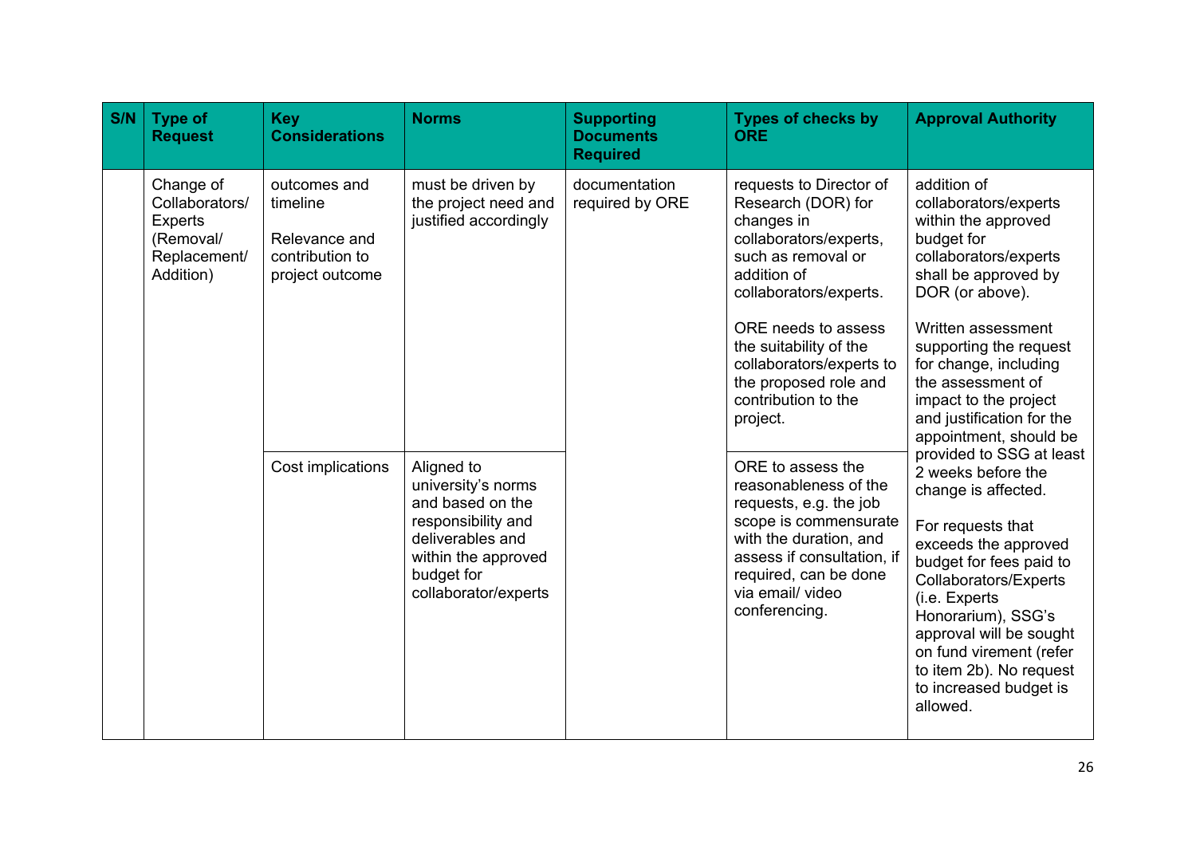| S/N | Type of Request | Key Considerations | Norms | Supporting Documents Required | Types of checks by ORE | Approval Authority |
|---|---|---|---|---|---|---|
| | Change of Collaborators/ Experts (Removal/ Replacement/ Addition) | outcomes and timeline<br><br>Relevance and contribution to project outcome | must be driven by the project need and justified accordingly | documentation required by ORE | requests to Director of Research (DOR) for changes in collaborators/experts, such as removal or addition of collaborators/experts.<br><br>ORE needs to assess the suitability of the collaborators/experts to the proposed role and contribution to the project. | addition of collaborators/experts within the approved budget for collaborators/experts shall be approved by DOR (or above).<br><br>Written assessment supporting the request for change, including the assessment of impact to the project and justification for the appointment, should be provided to SSG at least 2 weeks before the change is affected.<br><br>For requests that exceeds the approved budget for fees paid to Collaborators/Experts (i.e. Experts Honorarium), SSG's approval will be sought on fund virement (refer to item 2b). No request to increased budget is allowed. |
| | | Cost implications | Aligned to university's norms and based on the responsibility and deliverables and within the approved budget for collaborator/experts | | ORE to assess the reasonableness of the requests, e.g. the job scope is commensurate with the duration, and assess if consultation, if required, can be done via email/ video conferencing. | |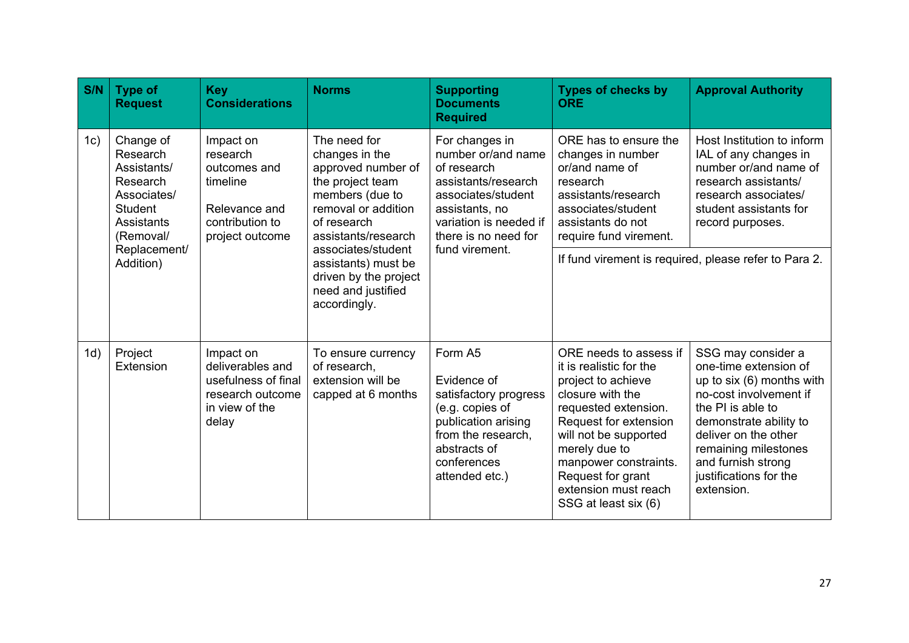| S/N | Type of Request | Key Considerations | Norms | Supporting Documents Required | Types of checks by ORE | Approval Authority |
|---|---|---|---|---|---|---|
| 1c) | Change of Research Assistants/ Research Associates/ Student Assistants (Removal/ Replacement/ Addition) | Impact on research outcomes and timeline<br><br>Relevance and contribution to project outcome | The need for changes in the approved number of the project team members (due to removal or addition of research assistants/research associates/student assistants) must be driven by the project need and justified accordingly. | For changes in number or/and name of research assistants/research associates/student assistants, no variation is needed if there is no need for fund virement. | ORE has to ensure the changes in number or/and name of research assistants/research associates/student assistants do not require fund virement.<br><br>If fund virement is required, please refer to Para 2. | Host Institution to inform IAL of any changes in number or/and name of research assistants/ research associates/ student assistants for record purposes. |
| 1d) | Project Extension | Impact on deliverables and usefulness of final research outcome in view of the delay | To ensure currency of research, extension will be capped at 6 months | Form A5<br><br>Evidence of satisfactory progress (e.g. copies of publication arising from the research, abstracts of conferences attended etc.) | ORE needs to assess if it is realistic for the project to achieve closure with the requested extension. Request for extension will not be supported merely due to manpower constraints. Request for grant extension must reach SSG at least six (6) | SSG may consider a one-time extension of up to six (6) months with no-cost involvement if the PI is able to demonstrate ability to deliver on the other remaining milestones and furnish strong justifications for the extension. |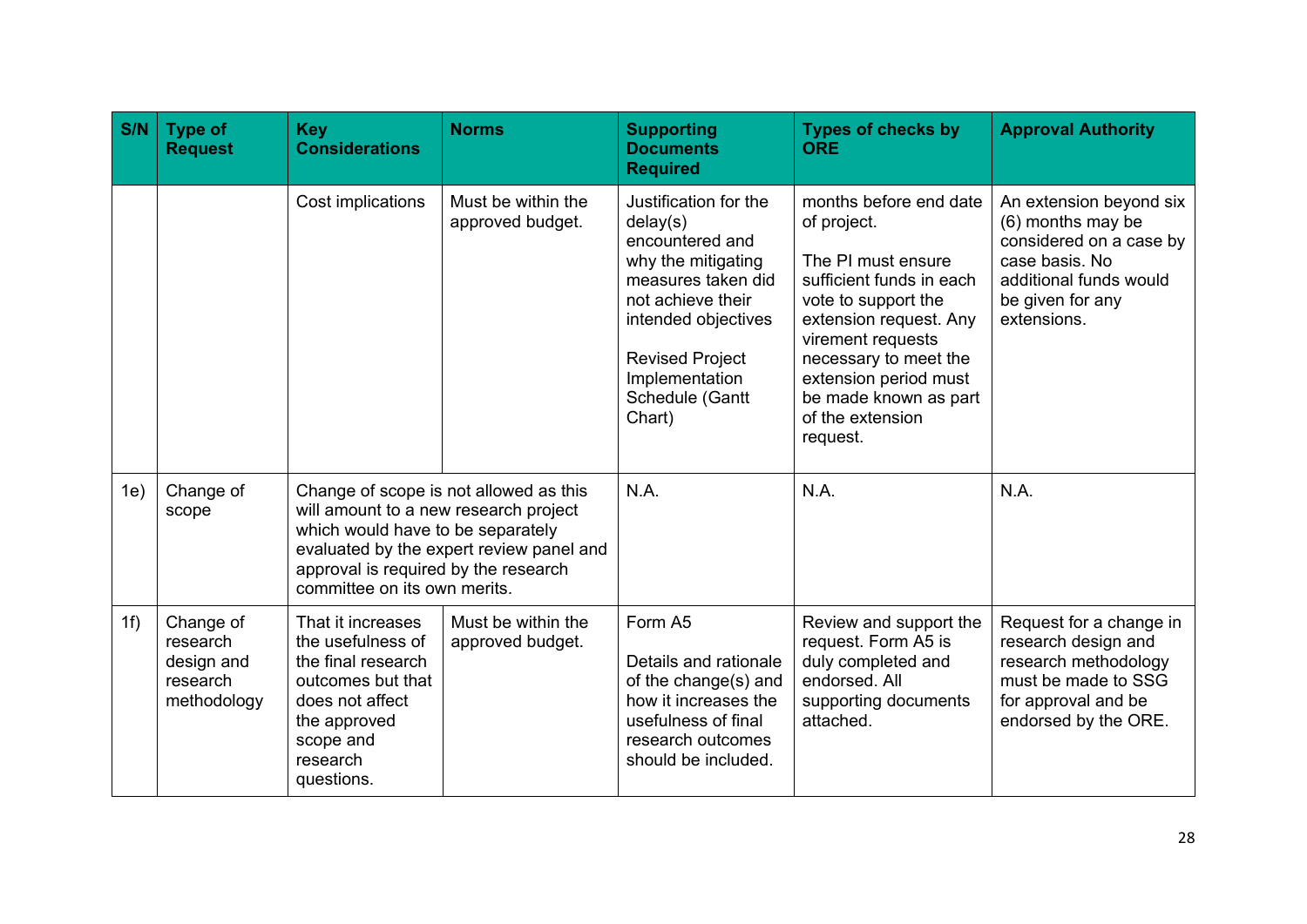| S/N | Type of Request | Key Considerations | Norms | Supporting Documents Required | Types of checks by ORE | Approval Authority |
|---|---|---|---|---|---|---|
| | | Cost implications | Must be within the approved budget. | Justification for the delay(s) encountered and why the mitigating measures taken did not achieve their intended objectives<br><br>Revised Project Implementation Schedule (Gantt Chart) | months before end date of project.<br><br>The PI must ensure sufficient funds in each vote to support the extension request. Any virement requests necessary to meet the extension period must be made known as part of the extension request. | An extension beyond six (6) months may be considered on a case by case basis. No additional funds would be given for any extensions. |
| 1e) | Change of scope | Change of scope is not allowed as this will amount to a new research project which would have to be separately evaluated by the expert review panel and approval is required by the research committee on its own merits. | | N.A. | N.A. | N.A. |
| 1f) | Change of research design and research methodology | That it increases the usefulness of the final research outcomes but that does not affect the approved scope and research questions. | Must be within the approved budget. | Form A5<br><br>Details and rationale of the change(s) and how it increases the usefulness of final research outcomes should be included. | Review and support the request. Form A5 is duly completed and endorsed. All supporting documents attached. | Request for a change in research design and research methodology must be made to SSG for approval and be endorsed by the ORE. |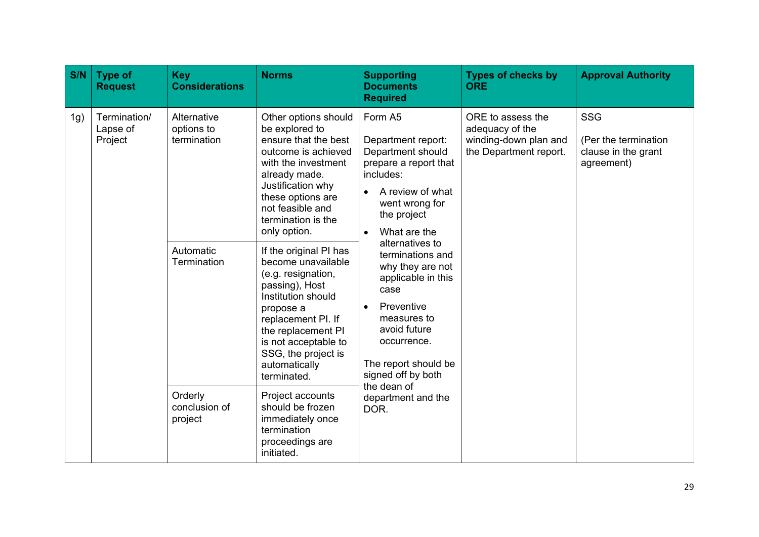| S/N | Type of Request | Key Considerations | Norms | Supporting Documents Required | Types of checks by ORE | Approval Authority |
|---|---|---|---|---|---|---|
| 1g) | Termination/ Lapse of Project | Alternative options to termination | Other options should be explored to ensure that the best outcome is achieved with the investment already made. Justification why these options are not feasible and termination is the only option. | Form A5<br><br>Department report: Department should prepare a report that includes:<br>• A review of what went wrong for the project<br>• What are the alternatives to terminations and why they are not applicable in this case<br>• Preventive measures to avoid future occurrence.<br><br>The report should be signed off by both the dean of department and the DOR. | ORE to assess the adequacy of the winding-down plan and the Department report. | SSG<br><br>(Per the termination clause in the grant agreement) |
| | | Automatic Termination | If the original PI has become unavailable (e.g. resignation, passing), Host Institution should propose a replacement PI. If the replacement PI is not acceptable to SSG, the project is automatically terminated. | | | |
| | | Orderly conclusion of project | Project accounts should be frozen immediately once termination proceedings are initiated. | | | |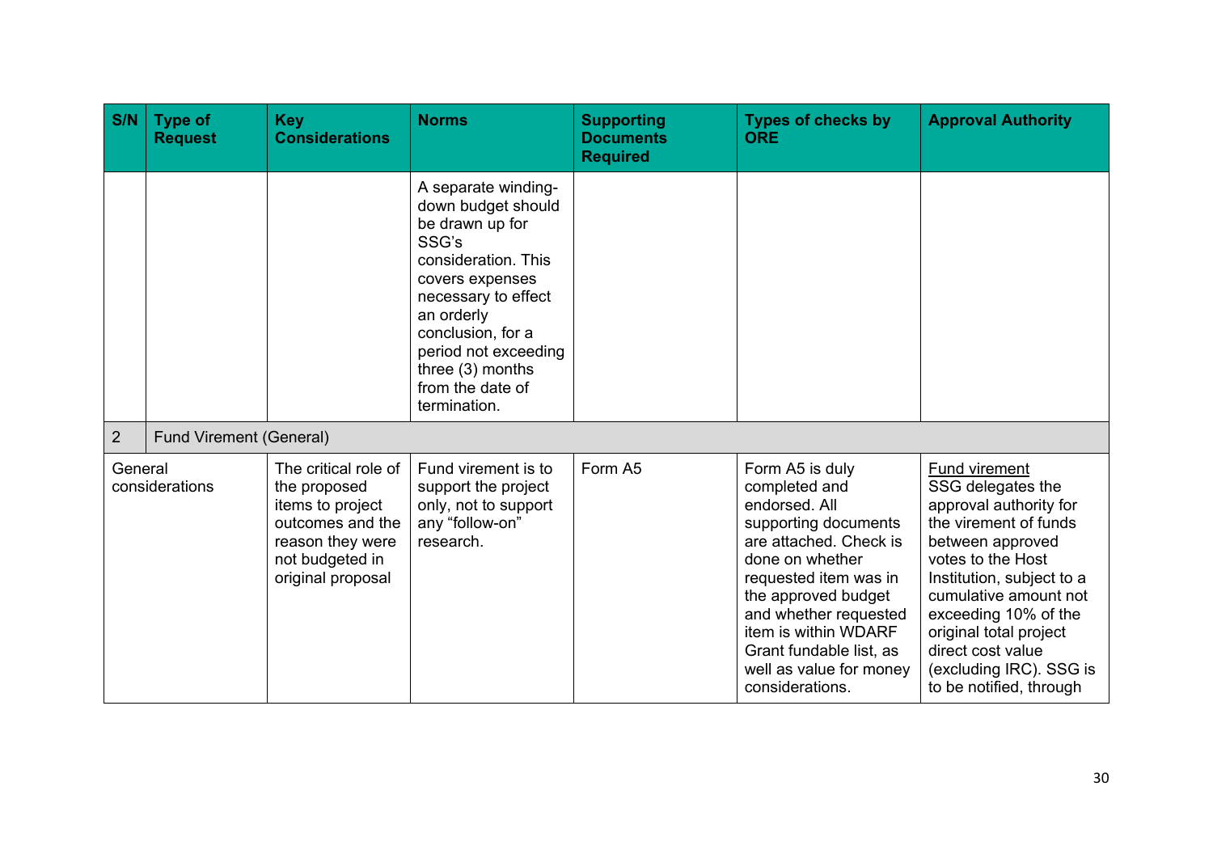| S/N | Type of Request | Key Considerations | Norms | Supporting Documents Required | Types of checks by ORE | Approval Authority |
|---|---|---|---|---|---|---|
| | | | A separate winding-down budget should be drawn up for SSG's consideration. This covers expenses necessary to effect an orderly conclusion, for a period not exceeding three (3) months from the date of termination. | | | |
| 2 | Fund Virement (General) | | | | | |
| General considerations | | The critical role of the proposed items to project outcomes and the reason they were not budgeted in original proposal | Fund virement is to support the project only, not to support any "follow-on" research. | Form A5 | Form A5 is duly completed and endorsed. All supporting documents are attached. Check is done on whether requested item was in the approved budget and whether requested item is within WDARF Grant fundable list, as well as value for money considerations. | Fund virement<br>SSG delegates the approval authority for the virement of funds between approved votes to the Host Institution, subject to a cumulative amount not exceeding 10% of the original total project direct cost value (excluding IRC). SSG is to be notified, through |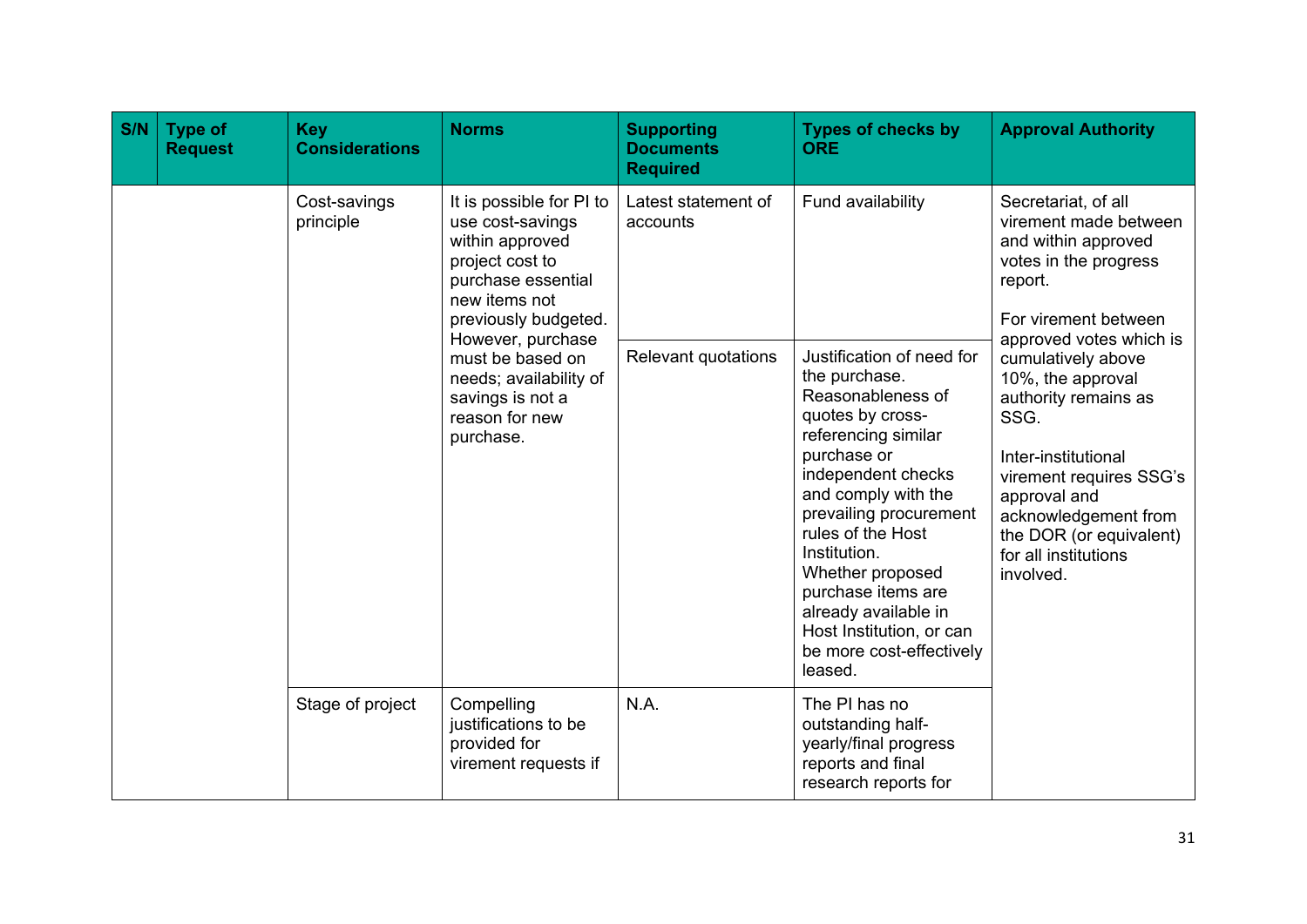| S/N | Type of Request | Key Considerations | Norms | Supporting Documents Required | Types of checks by ORE | Approval Authority |
|---|---|---|---|---|---|---|
| | | Cost-savings principle | It is possible for PI to use cost-savings within approved project cost to purchase essential new items not previously budgeted. However, purchase must be based on needs; availability of savings is not a reason for new purchase. | Latest statement of accounts | Fund availability | Secretariat, of all virement made between and within approved votes in the progress report.<br><br>For virement between approved votes which is cumulatively above 10%, the approval authority remains as SSG.<br><br>Inter-institutional virement requires SSG's approval and acknowledgement from the DOR (or equivalent) for all institutions involved. |
| | | | | Relevant quotations | Justification of need for the purchase.<br>Reasonableness of quotes by cross-referencing similar purchase or independent checks and comply with the prevailing procurement rules of the Host Institution.<br>Whether proposed purchase items are already available in Host Institution, or can be more cost-effectively leased. | |
| | | Stage of project | Compelling justifications to be provided for virement requests if | N.A. | The PI has no outstanding half-yearly/final progress reports and final research reports for | |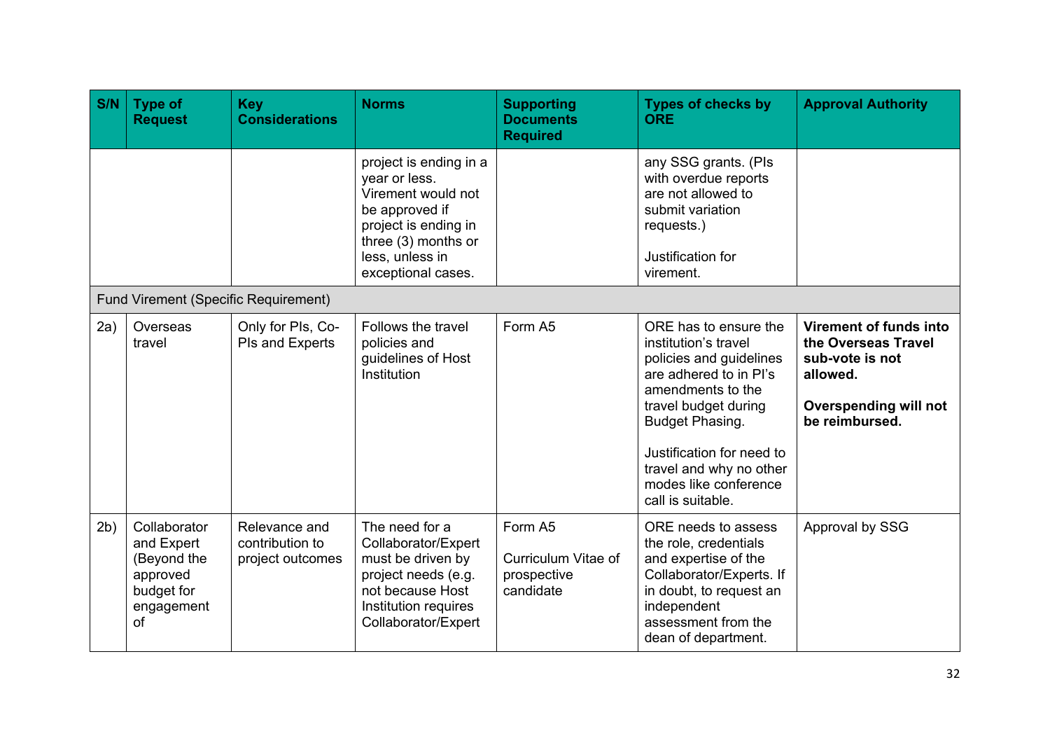| S/N | Type of Request | Key Considerations | Norms | Supporting Documents Required | Types of checks by ORE | Approval Authority |
|---|---|---|---|---|---|---|
| | | | project is ending in a year or less. Virement would not be approved if project is ending in three (3) months or less, unless in exceptional cases. | | any SSG grants. (PIs with overdue reports are not allowed to submit variation requests.)<br><br>Justification for virement. | |
| Fund Virement (Specific Requirement) | | | | | | |
| 2a) | Overseas travel | Only for PIs, Co-PIs and Experts | Follows the travel policies and guidelines of Host Institution | Form A5 | ORE has to ensure the institution's travel policies and guidelines are adhered to in PI's amendments to the travel budget during Budget Phasing.<br><br>Justification for need to travel and why no other modes like conference call is suitable. | **Virement of funds into the Overseas Travel sub-vote is not allowed.**<br><br>**Overspending will not be reimbursed.** |
| 2b) | Collaborator and Expert (Beyond the approved budget for engagement of | Relevance and contribution to project outcomes | The need for a Collaborator/Expert must be driven by project needs (e.g. not because Host Institution requires Collaborator/Expert | Form A5<br><br>Curriculum Vitae of prospective candidate | ORE needs to assess the role, credentials and expertise of the Collaborator/Experts. If in doubt, to request an independent assessment from the dean of department. | Approval by SSG |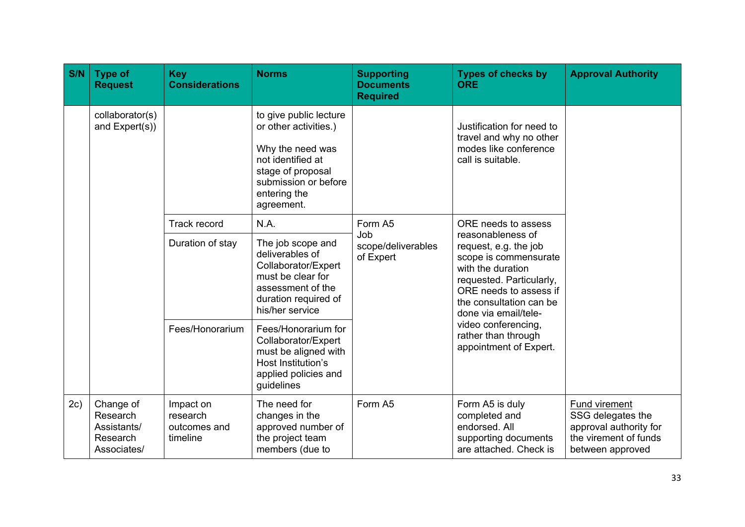| S/N | Type of Request | Key Considerations | Norms | Supporting Documents Required | Types of checks by ORE | Approval Authority |
|---|---|---|---|---|---|---|
| | collaborator(s) and Expert(s)) | | to give public lecture or other activities.)<br><br>Why the need was not identified at stage of proposal submission or before entering the agreement. | | Justification for need to travel and why no other modes like conference call is suitable. | |
| | | Track record | N.A. | Form A5<br>Job scope/deliverables of Expert | ORE needs to assess reasonableness of request, e.g. the job scope is commensurate with the duration requested. Particularly, ORE needs to assess if the consultation can be done via email/tele-video conferencing, rather than through appointment of Expert. | |
| | | Duration of stay | The job scope and deliverables of Collaborator/Expert must be clear for assessment of the duration required of his/her service | | | |
| | | Fees/Honorarium | Fees/Honorarium for Collaborator/Expert must be aligned with Host Institution's applied policies and guidelines | | | |
| 2c) | Change of Research Assistants/ Research Associates/ | Impact on research outcomes and timeline | The need for changes in the approved number of the project team members (due to | Form A5 | Form A5 is duly completed and endorsed. All supporting documents are attached. Check is | <u>Fund virement</u><br>SSG delegates the approval authority for the virement of funds between approved |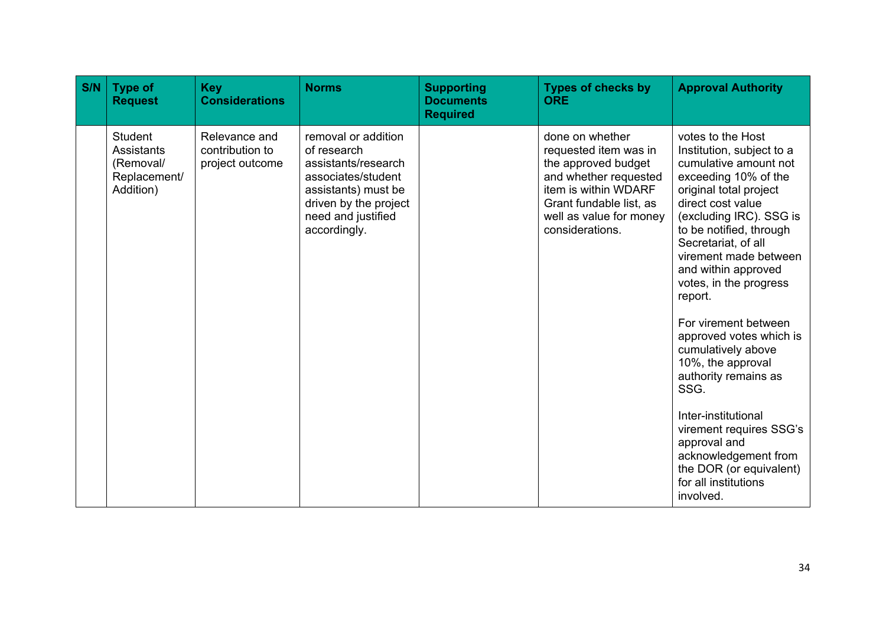| S/N | Type of Request | Key Considerations | Norms | Supporting Documents Required | Types of checks by ORE | Approval Authority |
|---|---|---|---|---|---|---|
| | Student Assistants (Removal/ Replacement/ Addition) | Relevance and contribution to project outcome | removal or addition of research assistants/research associates/student assistants) must be driven by the project need and justified accordingly. | | done on whether requested item was in the approved budget and whether requested item is within WDARF Grant fundable list, as well as value for money considerations. | votes to the Host Institution, subject to a cumulative amount not exceeding 10% of the original total project direct cost value (excluding IRC). SSG is to be notified, through Secretariat, of all virement made between and within approved votes, in the progress report.<br><br>For virement between approved votes which is cumulatively above 10%, the approval authority remains as SSG.<br><br>Inter-institutional virement requires SSG's approval and acknowledgement from the DOR (or equivalent) for all institutions involved. |